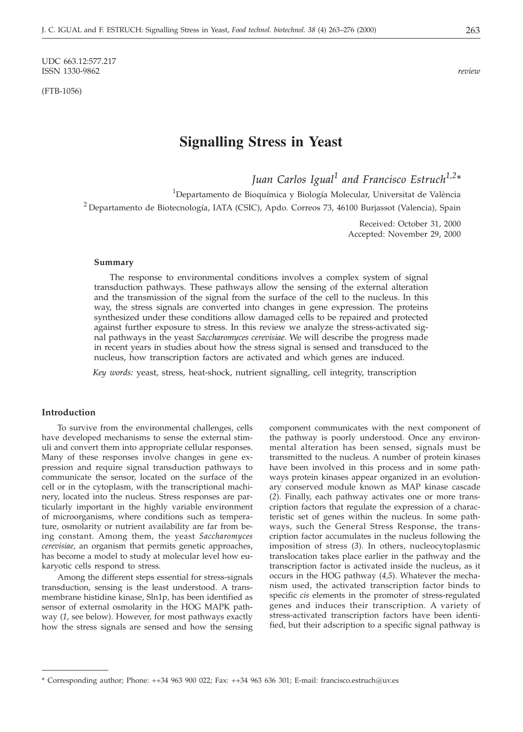UDC 663.12:577.217
ISSN 1330-9862

*review*

(FTB-1056)

# Signalling Stress in Yeast

*Juan Carlos Igual*[1] *and Francisco Estruch*[1,2]*

[1]Departamento de Bioquímica y Biología Molecular, Universitat de València

[2]Departamento de Biotecnología, IATA (CSIC), Apdo. Correos 73, 46100 Burjassot (Valencia), Spain

Received: October 31, 2000
Accepted: November 29, 2000

### Summary

The response to environmental conditions involves a complex system of signal transduction pathways. These pathways allow the sensing of the external alteration and the transmission of the signal from the surface of the cell to the nucleus. In this way, the stress signals are converted into changes in gene expression. The proteins synthesized under these conditions allow damaged cells to be repaired and protected against further exposure to stress. In this review we analyze the stress-activated signal pathways in the yeast *Saccharomyces cerevisiae*. We will describe the progress made in recent years in studies about how the stress signal is sensed and transduced to the nucleus, how transcription factors are activated and which genes are induced.

*Key words:* yeast, stress, heat-shock, nutrient signalling, cell integrity, transcription

## Introduction

To survive from the environmental challenges, cells have developed mechanisms to sense the external stimuli and convert them into appropriate cellular responses. Many of these responses involve changes in gene expression and require signal transduction pathways to communicate the sensor, located on the surface of the cell or in the cytoplasm, with the transcriptional machinery, located into the nucleus. Stress responses are particularly important in the highly variable environment of microorganisms, where conditions such as temperature, osmolarity or nutrient availability are far from being constant. Among them, the yeast *Saccharomyces cerevisiae*, an organism that permits genetic approaches, has become a model to study at molecular level how eukaryotic cells respond to stress.

Among the different steps essential for stress-signals transduction, sensing is the least understood. A transmembrane histidine kinase, Sln1p, has been identified as sensor of external osmolarity in the HOG MAPK pathway (*1*, see below). However, for most pathways exactly how the stress signals are sensed and how the sensing component communicates with the next component of the pathway is poorly understood. Once any environmental alteration has been sensed, signals must be transmitted to the nucleus. A number of protein kinases have been involved in this process and in some pathways protein kinases appear organized in an evolutionary conserved module known as MAP kinase cascade (*2*). Finally, each pathway activates one or more transcription factors that regulate the expression of a characteristic set of genes within the nucleus. In some pathways, such the General Stress Response, the transcription factor accumulates in the nucleus following the imposition of stress (*3*). In others, nucleocytoplasmic translocation takes place earlier in the pathway and the transcription factor is activated inside the nucleus, as it occurs in the HOG pathway (*4,5*). Whatever the mechanism used, the activated transcription factor binds to specific *cis* elements in the promoter of stress-regulated genes and induces their transcription. A variety of stress-activated transcription factors have been identified, but their adscription to a specific signal pathway is

\* Corresponding author; Phone: ++34 963 900 022; Fax: ++34 963 636 301; E-mail: francisco.estruch@uv.es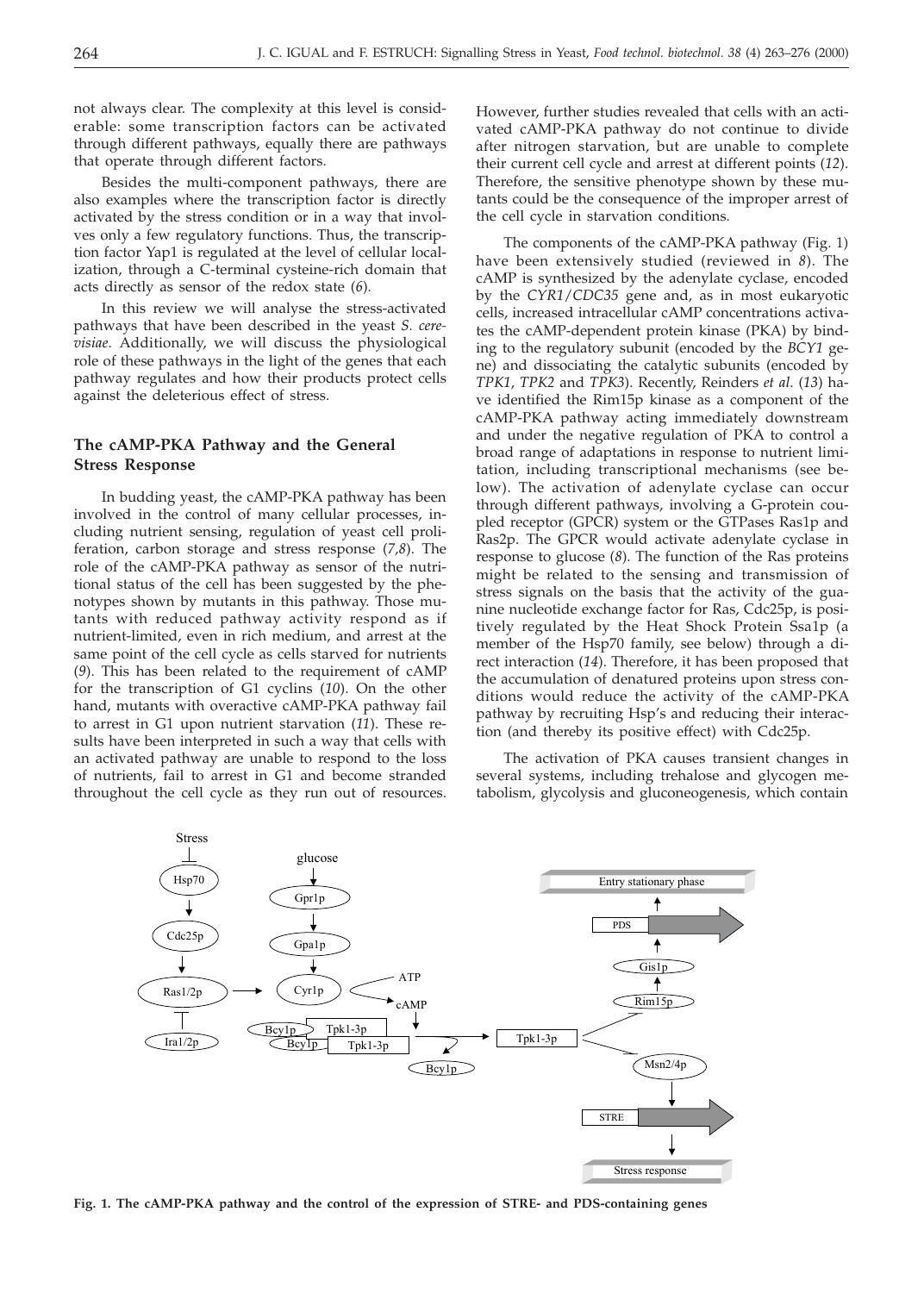not always clear. The complexity at this level is considerable: some transcription factors can be activated through different pathways, equally there are pathways that operate through different factors.

Besides the multi-component pathways, there are also examples where the transcription factor is directly activated by the stress condition or in a way that involves only a few regulatory functions. Thus, the transcription factor Yap1 is regulated at the level of cellular localization, through a C-terminal cysteine-rich domain that acts directly as sensor of the redox state (*6*).

In this review we will analyse the stress-activated pathways that have been described in the yeast *S. cerevisiae*. Additionally, we will discuss the physiological role of these pathways in the light of the genes that each pathway regulates and how their products protect cells against the deleterious effect of stress.

## The cAMP-PKA Pathway and the General Stress Response

In budding yeast, the cAMP-PKA pathway has been involved in the control of many cellular processes, including nutrient sensing, regulation of yeast cell proliferation, carbon storage and stress response (*7,8*). The role of the cAMP-PKA pathway as sensor of the nutritional status of the cell has been suggested by the phenotypes shown by mutants in this pathway. Those mutants with reduced pathway activity respond as if nutrient-limited, even in rich medium, and arrest at the same point of the cell cycle as cells starved for nutrients (*9*). This has been related to the requirement of cAMP for the transcription of G1 cyclins (*10*). On the other hand, mutants with overactive cAMP-PKA pathway fail to arrest in G1 upon nutrient starvation (*11*). These results have been interpreted in such a way that cells with an activated pathway are unable to respond to the loss of nutrients, fail to arrest in G1 and become stranded throughout the cell cycle as they run out of resources. However, further studies revealed that cells with an activated cAMP-PKA pathway do not continue to divide after nitrogen starvation, but are unable to complete their current cell cycle and arrest at different points (*12*). Therefore, the sensitive phenotype shown by these mutants could be the consequence of the improper arrest of the cell cycle in starvation conditions.

The components of the cAMP-PKA pathway (Fig. 1) have been extensively studied (reviewed in *8*). The cAMP is synthesized by the adenylate cyclase, encoded by the *CYR1*/*CDC35* gene and, as in most eukaryotic cells, increased intracellular cAMP concentrations activates the cAMP-dependent protein kinase (PKA) by binding to the regulatory subunit (encoded by the *BCY1* gene) and dissociating the catalytic subunits (encoded by *TPK1*, *TPK2* and *TPK3*). Recently, Reinders *et al.* (*13*) have identified the Rim15p kinase as a component of the cAMP-PKA pathway acting immediately downstream and under the negative regulation of PKA to control a broad range of adaptations in response to nutrient limitation, including transcriptional mechanisms (see below). The activation of adenylate cyclase can occur through different pathways, involving a G-protein coupled receptor (GPCR) system or the GTPases Ras1p and Ras2p. The GPCR would activate adenylate cyclase in response to glucose (*8*). The function of the Ras proteins might be related to the sensing and transmission of stress signals on the basis that the activity of the guanine nucleotide exchange factor for Ras, Cdc25p, is positively regulated by the Heat Shock Protein Ssa1p (a member of the Hsp70 family, see below) through a direct interaction (*14*). Therefore, it has been proposed that the accumulation of denatured proteins upon stress conditions would reduce the activity of the cAMP-PKA pathway by recruiting Hsp's and reducing their interaction (and thereby its positive effect) with Cdc25p.

The activation of PKA causes transient changes in several systems, including trehalose and glycogen metabolism, glycolysis and gluconeogenesis, which contain

**Fig. 1. The cAMP-PKA pathway and the control of the expression of STRE- and PDS-containing genes**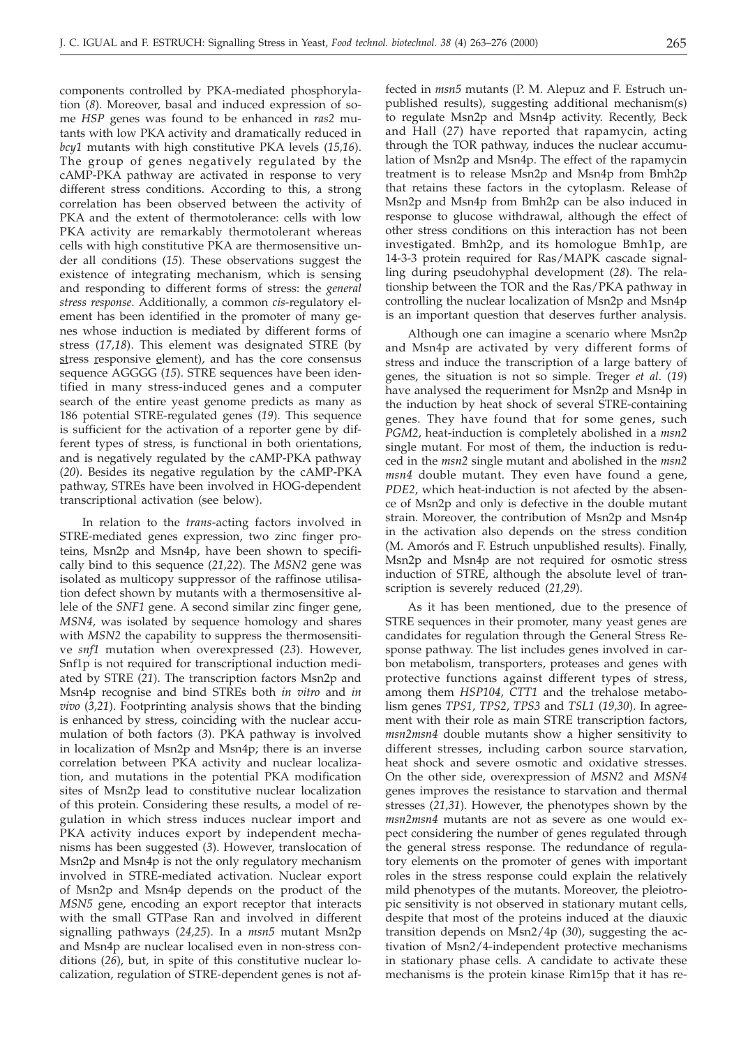components controlled by PKA-mediated phosphorylation (*8*). Moreover, basal and induced expression of some *HSP* genes was found to be enhanced in *ras2* mutants with low PKA activity and dramatically reduced in *bcy1* mutants with high constitutive PKA levels (*15,16*). The group of genes negatively regulated by the cAMP-PKA pathway are activated in response to very different stress conditions. According to this, a strong correlation has been observed between the activity of PKA and the extent of thermotolerance: cells with low PKA activity are remarkably thermotolerant whereas cells with high constitutive PKA are thermosensitive under all conditions (*15*). These observations suggest the existence of integrating mechanism, which is sensing and responding to different forms of stress: the *general stress response*. Additionally, a common *cis*-regulatory element has been identified in the promoter of many genes whose induction is mediated by different forms of stress (*17,18*). This element was designated STRE (by stress responsive element), and has the core consensus sequence AGGGG (*15*). STRE sequences have been identified in many stress-induced genes and a computer search of the entire yeast genome predicts as many as 186 potential STRE-regulated genes (*19*). This sequence is sufficient for the activation of a reporter gene by different types of stress, is functional in both orientations, and is negatively regulated by the cAMP-PKA pathway (*20*). Besides its negative regulation by the cAMP-PKA pathway, STREs have been involved in HOG-dependent transcriptional activation (see below).

In relation to the *trans*-acting factors involved in STRE-mediated genes expression, two zinc finger proteins, Msn2p and Msn4p, have been shown to specifically bind to this sequence (*21,22*). The *MSN2* gene was isolated as multicopy suppressor of the raffinose utilisation defect shown by mutants with a thermosensitive allele of the *SNF1* gene. A second similar zinc finger gene, *MSN4*, was isolated by sequence homology and shares with *MSN2* the capability to suppress the thermosensitive *snf1* mutation when overexpressed (*23*). However, Snf1p is not required for transcriptional induction mediated by STRE (*21*). The transcription factors Msn2p and Msn4p recognise and bind STREs both *in vitro* and *in vivo* (*3,21*). Footprinting analysis shows that the binding is enhanced by stress, coinciding with the nuclear accumulation of both factors (*3*). PKA pathway is involved in localization of Msn2p and Msn4p; there is an inverse correlation between PKA activity and nuclear localization, and mutations in the potential PKA modification sites of Msn2p lead to constitutive nuclear localization of this protein. Considering these results, a model of regulation in which stress induces nuclear import and PKA activity induces export by independent mechanisms has been suggested (*3*). However, translocation of Msn2p and Msn4p is not the only regulatory mechanism involved in STRE-mediated activation. Nuclear export of Msn2p and Msn4p depends on the product of the *MSN5* gene, encoding an export receptor that interacts with the small GTPase Ran and involved in different signalling pathways (*24,25*). In a *msn5* mutant Msn2p and Msn4p are nuclear localised even in non-stress conditions (*26*), but, in spite of this constitutive nuclear localization, regulation of STRE-dependent genes is not affected in *msn5* mutants (P. M. Alepuz and F. Estruch unpublished results), suggesting additional mechanism(s) to regulate Msn2p and Msn4p activity. Recently, Beck and Hall (*27*) have reported that rapamycin, acting through the TOR pathway, induces the nuclear accumulation of Msn2p and Msn4p. The effect of the rapamycin treatment is to release Msn2p and Msn4p from Bmh2p that retains these factors in the cytoplasm. Release of Msn2p and Msn4p from Bmh2p can be also induced in response to glucose withdrawal, although the effect of other stress conditions on this interaction has not been investigated. Bmh2p, and its homologue Bmh1p, are 14-3-3 protein required for Ras/MAPK cascade signalling during pseudohyphal development (*28*). The relationship between the TOR and the Ras/PKA pathway in controlling the nuclear localization of Msn2p and Msn4p is an important question that deserves further analysis.

Although one can imagine a scenario where Msn2p and Msn4p are activated by very different forms of stress and induce the transcription of a large battery of genes, the situation is not so simple. Treger *et al*. (*19*) have analysed the requeriment for Msn2p and Msn4p in the induction by heat shock of several STRE-containing genes. They have found that for some genes, such *PGM2*, heat-induction is completely abolished in a *msn2* single mutant. For most of them, the induction is reduced in the *msn2* single mutant and abolished in the *msn2 msn4* double mutant. They even have found a gene, *PDE2*, which heat-induction is not afected by the absence of Msn2p and only is defective in the double mutant strain. Moreover, the contribution of Msn2p and Msn4p in the activation also depends on the stress condition (M. Amorós and F. Estruch unpublished results). Finally, Msn2p and Msn4p are not required for osmotic stress induction of STRE, although the absolute level of transcription is severely reduced (*21,29*).

As it has been mentioned, due to the presence of STRE sequences in their promoter, many yeast genes are candidates for regulation through the General Stress Response pathway. The list includes genes involved in carbon metabolism, transporters, proteases and genes with protective functions against different types of stress, among them *HSP104*, *CTT1* and the trehalose metabolism genes *TPS1*, *TPS2*, *TPS3* and *TSL1* (*19,30*). In agreement with their role as main STRE transcription factors, *msn2msn4* double mutants show a higher sensitivity to different stresses, including carbon source starvation, heat shock and severe osmotic and oxidative stresses. On the other side, overexpression of *MSN2* and *MSN4* genes improves the resistance to starvation and thermal stresses (*21,31*). However, the phenotypes shown by the *msn2msn4* mutants are not as severe as one would expect considering the number of genes regulated through the general stress response. The redundance of regulatory elements on the promoter of genes with important roles in the stress response could explain the relatively mild phenotypes of the mutants. Moreover, the pleiotropic sensitivity is not observed in stationary mutant cells, despite that most of the proteins induced at the diauxic transition depends on Msn2/4p (*30*), suggesting the activation of Msn2/4-independent protective mechanisms in stationary phase cells. A candidate to activate these mechanisms is the protein kinase Rim15p that it has re-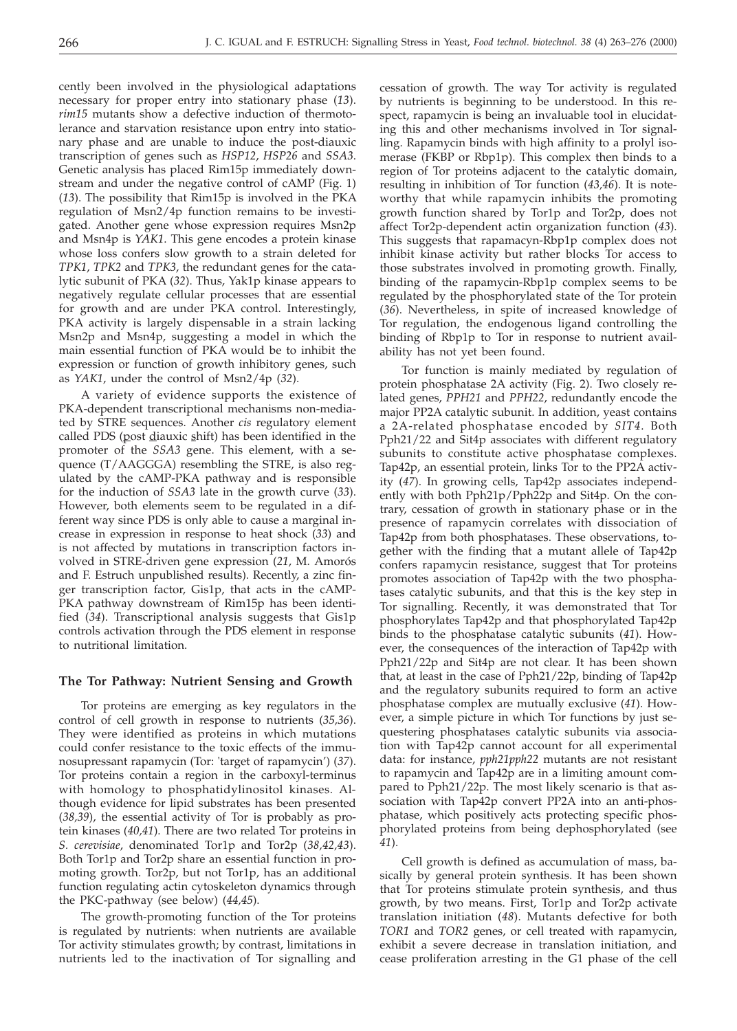cently been involved in the physiological adaptations necessary for proper entry into stationary phase (*13*). *rim15* mutants show a defective induction of thermotolerance and starvation resistance upon entry into stationary phase and are unable to induce the post-diauxic transcription of genes such as *HSP12*, *HSP26* and *SSA3*. Genetic analysis has placed Rim15p immediately downstream and under the negative control of cAMP (Fig. 1) (*13*). The possibility that Rim15p is involved in the PKA regulation of Msn2/4p function remains to be investigated. Another gene whose expression requires Msn2p and Msn4p is *YAK1*. This gene encodes a protein kinase whose loss confers slow growth to a strain deleted for *TPK1*, *TPK2* and *TPK3*, the redundant genes for the catalytic subunit of PKA (*32*). Thus, Yak1p kinase appears to negatively regulate cellular processes that are essential for growth and are under PKA control. Interestingly, PKA activity is largely dispensable in a strain lacking Msn2p and Msn4p, suggesting a model in which the main essential function of PKA would be to inhibit the expression or function of growth inhibitory genes, such as *YAK1*, under the control of Msn2/4p (*32*).

A variety of evidence supports the existence of PKA-dependent transcriptional mechanisms non-mediated by STRE sequences. Another *cis* regulatory element called PDS (post diauxic shift) has been identified in the promoter of the *SSA3* gene. This element, with a sequence (T/AAGGGA) resembling the STRE, is also regulated by the cAMP-PKA pathway and is responsible for the induction of *SSA3* late in the growth curve (*33*). However, both elements seem to be regulated in a different way since PDS is only able to cause a marginal increase in expression in response to heat shock (*33*) and is not affected by mutations in transcription factors involved in STRE-driven gene expression (*21*, M. Amorós and F. Estruch unpublished results). Recently, a zinc finger transcription factor, Gis1p, that acts in the cAMP-PKA pathway downstream of Rim15p has been identified (*34*). Transcriptional analysis suggests that Gis1p controls activation through the PDS element in response to nutritional limitation.

## The Tor Pathway: Nutrient Sensing and Growth

Tor proteins are emerging as key regulators in the control of cell growth in response to nutrients (*35,36*). They were identified as proteins in which mutations could confer resistance to the toxic effects of the immunosuppressant rapamycin (Tor: 'target of rapamycin') (*37*). Tor proteins contain a region in the carboxyl-terminus with homology to phosphatidylinositol kinases. Although evidence for lipid substrates has been presented (*38,39*), the essential activity of Tor is probably as protein kinases (*40,41*). There are two related Tor proteins in *S. cerevisiae*, denominated Tor1p and Tor2p (*38,42,43*). Both Tor1p and Tor2p share an essential function in promoting growth. Tor2p, but not Tor1p, has an additional function regulating actin cytoskeleton dynamics through the PKC-pathway (see below) (*44,45*).

The growth-promoting function of the Tor proteins is regulated by nutrients: when nutrients are available Tor activity stimulates growth; by contrast, limitations in nutrients led to the inactivation of Tor signalling and cessation of growth. The way Tor activity is regulated by nutrients is beginning to be understood. In this respect, rapamycin is being an invaluable tool in elucidating this and other mechanisms involved in Tor signalling. Rapamycin binds with high affinity to a prolyl isomerase (FKBP or Rbp1p). This complex then binds to a region of Tor proteins adjacent to the catalytic domain, resulting in inhibition of Tor function (*43,46*). It is noteworthy that while rapamycin inhibits the promoting growth function shared by Tor1p and Tor2p, does not affect Tor2p-dependent actin organization function (*43*). This suggests that rapamacyn-Rbp1p complex does not inhibit kinase activity but rather blocks Tor access to those substrates involved in promoting growth. Finally, binding of the rapamycin-Rbp1p complex seems to be regulated by the phosphorylated state of the Tor protein (*36*). Nevertheless, in spite of increased knowledge of Tor regulation, the endogenous ligand controlling the binding of Rbp1p to Tor in response to nutrient availability has not yet been found.

Tor function is mainly mediated by regulation of protein phosphatase 2A activity (Fig. 2). Two closely related genes, *PPH21* and *PPH22*, redundantly encode the major PP2A catalytic subunit. In addition, yeast contains a 2A-related phosphatase encoded by *SIT4*. Both Pph21/22 and Sit4p associates with different regulatory subunits to constitute active phosphatase complexes. Tap42p, an essential protein, links Tor to the PP2A activity (*47*). In growing cells, Tap42p associates independently with both Pph21p/Pph22p and Sit4p. On the contrary, cessation of growth in stationary phase or in the presence of rapamycin correlates with dissociation of Tap42p from both phosphatases. These observations, together with the finding that a mutant allele of Tap42p confers rapamycin resistance, suggest that Tor proteins promotes association of Tap42p with the two phosphatases catalytic subunits, and that this is the key step in Tor signalling. Recently, it was demonstrated that Tor phosphorylates Tap42p and that phosphorylated Tap42p binds to the phosphatase catalytic subunits (*41*). However, the consequences of the interaction of Tap42p with Pph21/22p and Sit4p are not clear. It has been shown that, at least in the case of Pph21/22p, binding of Tap42p and the regulatory subunits required to form an active phosphatase complex are mutually exclusive (*41*). However, a simple picture in which Tor functions by just sequestering phosphatases catalytic subunits via association with Tap42p cannot account for all experimental data: for instance, *pph21pph22* mutants are not resistant to rapamycin and Tap42p are in a limiting amount compared to Pph21/22p. The most likely scenario is that association with Tap42p convert PP2A into an anti-phosphatase, which positively acts protecting specific phosphorylated proteins from being dephosphorylated (see *41*).

Cell growth is defined as accumulation of mass, basically by general protein synthesis. It has been shown that Tor proteins stimulate protein synthesis, and thus growth, by two means. First, Tor1p and Tor2p activate translation initiation (*48*). Mutants defective for both *TOR1* and *TOR2* genes, or cell treated with rapamycin, exhibit a severe decrease in translation initiation, and cease proliferation arresting in the G1 phase of the cell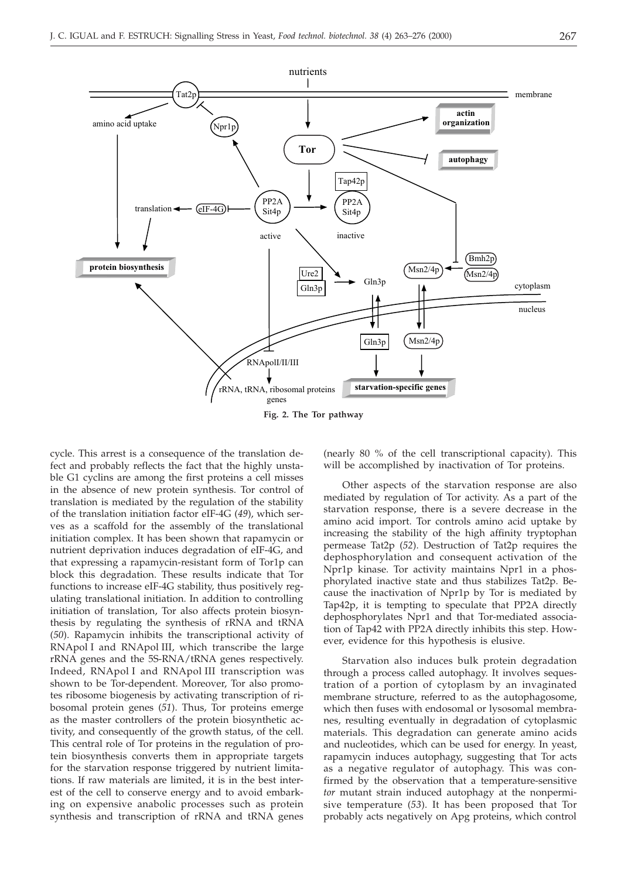Fig. 2. The Tor pathway

cycle. This arrest is a consequence of the translation defect and probably reflects the fact that the highly unstable G1 cyclins are among the first proteins a cell misses in the absence of new protein synthesis. Tor control of translation is mediated by the regulation of the stability of the translation initiation factor eIF-4G (*49*), which serves as a scaffold for the assembly of the translational initiation complex. It has been shown that rapamycin or nutrient deprivation induces degradation of eIF-4G, and that expressing a rapamycin-resistant form of Tor1p can block this degradation. These results indicate that Tor functions to increase eIF-4G stability, thus positively regulating translational initiation. In addition to controlling initiation of translation, Tor also affects protein biosynthesis by regulating the synthesis of rRNA and tRNA (*50*). Rapamycin inhibits the transcriptional activity of RNApol I and RNApol III, which transcribe the large rRNA genes and the 5S-RNA/tRNA genes respectively. Indeed, RNApol I and RNApol III transcription was shown to be Tor-dependent. Moreover, Tor also promotes ribosome biogenesis by activating transcription of ribosomal protein genes (*51*). Thus, Tor proteins emerge as the master controllers of the protein biosynthetic activity, and consequently of the growth status, of the cell. This central role of Tor proteins in the regulation of protein biosynthesis converts them in appropriate targets for the starvation response triggered by nutrient limitations. If raw materials are limited, it is in the best interest of the cell to conserve energy and to avoid embarking on expensive anabolic processes such as protein synthesis and transcription of rRNA and tRNA genes (nearly 80 % of the cell transcriptional capacity). This will be accomplished by inactivation of Tor proteins.

Other aspects of the starvation response are also mediated by regulation of Tor activity. As a part of the starvation response, there is a severe decrease in the amino acid import. Tor controls amino acid uptake by increasing the stability of the high affinity tryptophan permease Tat2p (*52*). Destruction of Tat2p requires the dephosphorylation and consequent activation of the Npr1p kinase. Tor activity maintains Npr1 in a phosphorylated inactive state and thus stabilizes Tat2p. Because the inactivation of Npr1p by Tor is mediated by Tap42p, it is tempting to speculate that PP2A directly dephosphorylates Npr1 and that Tor-mediated association of Tap42 with PP2A directly inhibits this step. However, evidence for this hypothesis is elusive.

Starvation also induces bulk protein degradation through a process called autophagy. It involves sequestration of a portion of cytoplasm by an invaginated membrane structure, referred to as the autophagosome, which then fuses with endosomal or lysosomal membranes, resulting eventually in degradation of cytoplasmic materials. This degradation can generate amino acids and nucleotides, which can be used for energy. In yeast, rapamycin induces autophagy, suggesting that Tor acts as a negative regulator of autophagy. This was confirmed by the observation that a temperature-sensitive *tor* mutant strain induced autophagy at the nonpermissive temperature (*53*). It has been proposed that Tor probably acts negatively on Apg proteins, which control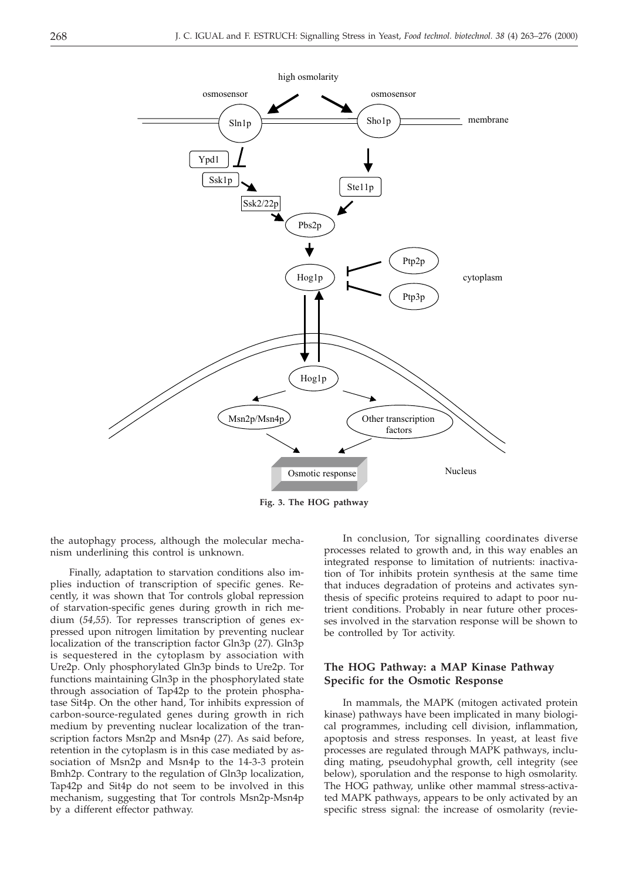Fig. 3. The HOG pathway

the autophagy process, although the molecular mechanism underlining this control is unknown.

Finally, adaptation to starvation conditions also implies induction of transcription of specific genes. Recently, it was shown that Tor controls global repression of starvation-specific genes during growth in rich medium (*54,55*). Tor represses transcription of genes expressed upon nitrogen limitation by preventing nuclear localization of the transcription factor Gln3p (*27*). Gln3p is sequestered in the cytoplasm by association with Ure2p. Only phosphorylated Gln3p binds to Ure2p. Tor functions maintaining Gln3p in the phosphorylated state through association of Tap42p to the protein phosphatase Sit4p. On the other hand, Tor inhibits expression of carbon-source-regulated genes during growth in rich medium by preventing nuclear localization of the transcription factors Msn2p and Msn4p (*27*). As said before, retention in the cytoplasm is in this case mediated by association of Msn2p and Msn4p to the 14-3-3 protein Bmh2p. Contrary to the regulation of Gln3p localization, Tap42p and Sit4p do not seem to be involved in this mechanism, suggesting that Tor controls Msn2p-Msn4p by a different effector pathway.

In conclusion, Tor signalling coordinates diverse processes related to growth and, in this way enables an integrated response to limitation of nutrients: inactivation of Tor inhibits protein synthesis at the same time that induces degradation of proteins and activates synthesis of specific proteins required to adapt to poor nutrient conditions. Probably in near future other processes involved in the starvation response will be shown to be controlled by Tor activity.

## The HOG Pathway: a MAP Kinase Pathway Specific for the Osmotic Response

In mammals, the MAPK (mitogen activated protein kinase) pathways have been implicated in many biological programmes, including cell division, inflammation, apoptosis and stress responses. In yeast, at least five processes are regulated through MAPK pathways, including mating, pseudohyphal growth, cell integrity (see below), sporulation and the response to high osmolarity. The HOG pathway, unlike other mammal stress-activated MAPK pathways, appears to be only activated by an specific stress signal: the increase of osmolarity (revie-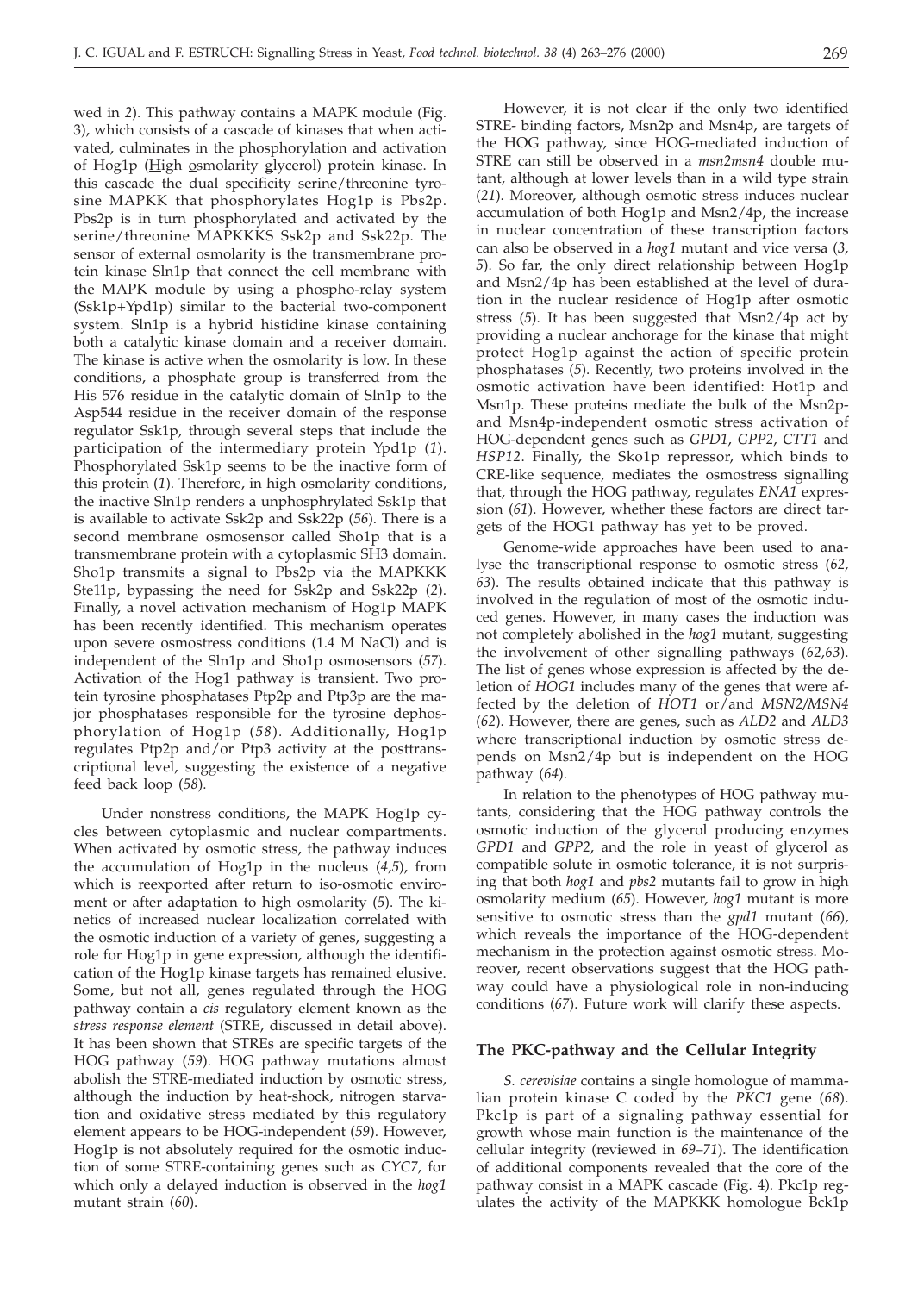wed in *2*). This pathway contains a MAPK module (Fig. 3), which consists of a cascade of kinases that when activated, culminates in the phosphorylation and activation of Hog1p (High osmolarity glycerol) protein kinase. In this cascade the dual specificity serine/threonine tyrosine MAPKK that phosphorylates Hog1p is Pbs2p. Pbs2p is in turn phosphorylated and activated by the serine/threonine MAPKKKS Ssk2p and Ssk22p. The sensor of external osmolarity is the transmembrane protein kinase Sln1p that connect the cell membrane with the MAPK module by using a phospho-relay system (Ssk1p+Ypd1p) similar to the bacterial two-component system. Sln1p is a hybrid histidine kinase containing both a catalytic kinase domain and a receiver domain. The kinase is active when the osmolarity is low. In these conditions, a phosphate group is transferred from the His 576 residue in the catalytic domain of Sln1p to the Asp544 residue in the receiver domain of the response regulator Ssk1p, through several steps that include the participation of the intermediary protein Ypd1p (*1*). Phosphorylated Ssk1p seems to be the inactive form of this protein (*1*). Therefore, in high osmolarity conditions, the inactive Sln1p renders a unphosphrylated Ssk1p that is available to activate Ssk2p and Ssk22p (*56*). There is a second membrane osmosensor called Sho1p that is a transmembrane protein with a cytoplasmic SH3 domain. Sho1p transmits a signal to Pbs2p via the MAPKKK Ste11p, bypassing the need for Ssk2p and Ssk22p (*2*). Finally, a novel activation mechanism of Hog1p MAPK has been recently identified. This mechanism operates upon severe osmostress conditions (1.4 M NaCl) and is independent of the Sln1p and Sho1p osmosensors (*57*). Activation of the Hog1 pathway is transient. Two protein tyrosine phosphatases Ptp2p and Ptp3p are the major phosphatases responsible for the tyrosine dephosphorylation of Hog1p (*58*). Additionally, Hog1p regulates Ptp2p and/or Ptp3 activity at the posttranscriptional level, suggesting the existence of a negative feed back loop (*58*).

Under nonstress conditions, the MAPK Hog1p cycles between cytoplasmic and nuclear compartments. When activated by osmotic stress, the pathway induces the accumulation of Hog1p in the nucleus (*4,5*), from which is reexported after return to iso-osmotic enviroment or after adaptation to high osmolarity (*5*). The kinetics of increased nuclear localization correlated with the osmotic induction of a variety of genes, suggesting a role for Hog1p in gene expression, although the identification of the Hog1p kinase targets has remained elusive. Some, but not all, genes regulated through the HOG pathway contain a *cis* regulatory element known as the *stress response element* (STRE, discussed in detail above). It has been shown that STREs are specific targets of the HOG pathway (*59*). HOG pathway mutations almost abolish the STRE-mediated induction by osmotic stress, although the induction by heat-shock, nitrogen starvation and oxidative stress mediated by this regulatory element appears to be HOG-independent (*59*). However, Hog1p is not absolutely required for the osmotic induction of some STRE-containing genes such as *CYC7*, for which only a delayed induction is observed in the *hog1* mutant strain (*60*).

However, it is not clear if the only two identified STRE- binding factors, Msn2p and Msn4p, are targets of the HOG pathway, since HOG-mediated induction of STRE can still be observed in a *msn2msn4* double mutant, although at lower levels than in a wild type strain (*21*). Moreover, although osmotic stress induces nuclear accumulation of both Hog1p and Msn2/4p, the increase in nuclear concentration of these transcription factors can also be observed in a *hog1* mutant and vice versa (*3, 5*). So far, the only direct relationship between Hog1p and Msn2/4p has been established at the level of duration in the nuclear residence of Hog1p after osmotic stress (*5*). It has been suggested that Msn2/4p act by providing a nuclear anchorage for the kinase that might protect Hog1p against the action of specific protein phosphatases (*5*). Recently, two proteins involved in the osmotic activation have been identified: Hot1p and Msn1p. These proteins mediate the bulk of the Msn2p- and Msn4p-independent osmotic stress activation of HOG-dependent genes such as *GPD1*, *GPP2*, *CTT1* and *HSP12*. Finally, the Sko1p repressor, which binds to CRE-like sequence, mediates the osmostress signalling that, through the HOG pathway, regulates *ENA1* expression (*61*). However, whether these factors are direct targets of the HOG1 pathway has yet to be proved.

Genome-wide approaches have been used to analyse the transcriptional response to osmotic stress (*62, 63*). The results obtained indicate that this pathway is involved in the regulation of most of the osmotic induced genes. However, in many cases the induction was not completely abolished in the *hog1* mutant, suggesting the involvement of other signalling pathways (*62,63*). The list of genes whose expression is affected by the deletion of *HOG1* includes many of the genes that were affected by the deletion of *HOT1* or/and *MSN2/MSN4* (*62*). However, there are genes, such as *ALD2* and *ALD3* where transcriptional induction by osmotic stress depends on Msn2/4p but is independent on the HOG pathway (*64*).

In relation to the phenotypes of HOG pathway mutants, considering that the HOG pathway controls the osmotic induction of the glycerol producing enzymes *GPD1* and *GPP2*, and the role in yeast of glycerol as compatible solute in osmotic tolerance, it is not surprising that both *hog1* and *pbs2* mutants fail to grow in high osmolarity medium (*65*). However, *hog1* mutant is more sensitive to osmotic stress than the *gpd1* mutant (*66*), which reveals the importance of the HOG-dependent mechanism in the protection against osmotic stress. Moreover, recent observations suggest that the HOG pathway could have a physiological role in non-inducing conditions (*67*). Future work will clarify these aspects.

## The PKC-pathway and the Cellular Integrity

*S. cerevisiae* contains a single homologue of mammalian protein kinase C coded by the *PKC1* gene (*68*). Pkc1p is part of a signaling pathway essential for growth whose main function is the maintenance of the cellular integrity (reviewed in *69–71*). The identification of additional components revealed that the core of the pathway consist in a MAPK cascade (Fig. 4). Pkc1p regulates the activity of the MAPKKK homologue Bck1p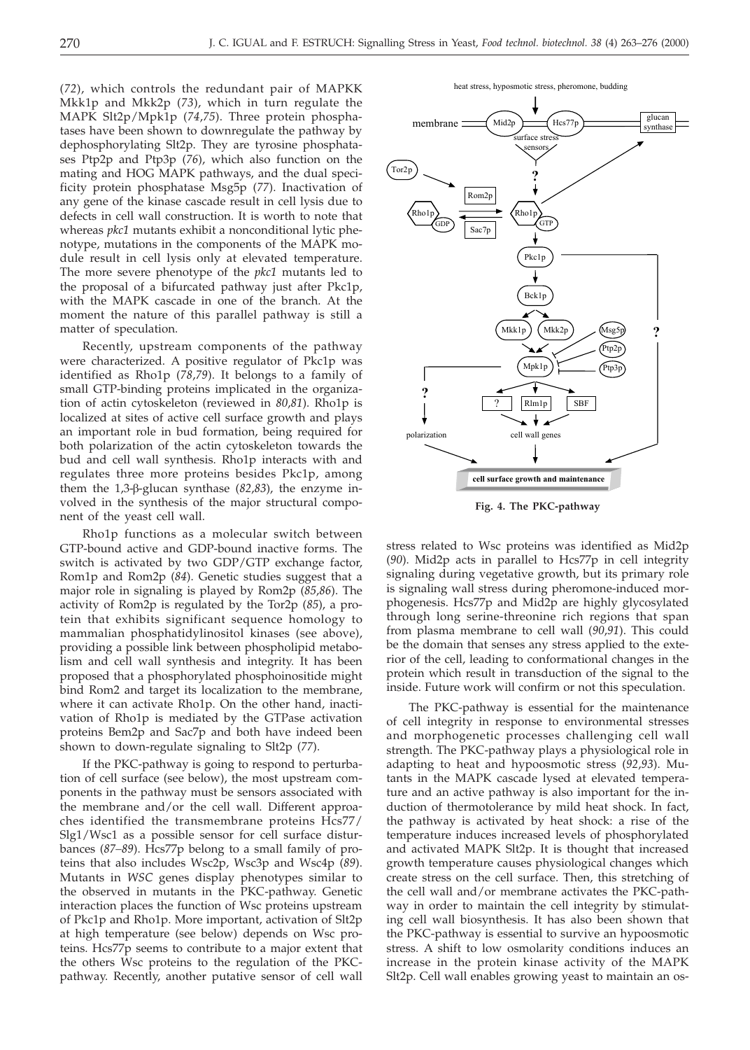(*72*), which controls the redundant pair of MAPKK Mkk1p and Mkk2p (*73*), which in turn regulate the MAPK Slt2p/Mpk1p (*74*,*75*). Three protein phosphatases have been shown to downregulate the pathway by dephosphorylating Slt2p. They are tyrosine phosphatases Ptp2p and Ptp3p (*76*), which also function on the mating and HOG MAPK pathways, and the dual specificity protein phosphatase Msg5p (*77*). Inactivation of any gene of the kinase cascade result in cell lysis due to defects in cell wall construction. It is worth to note that whereas *pkc1* mutants exhibit a nonconditional lytic phenotype, mutations in the components of the MAPK module result in cell lysis only at elevated temperature. The more severe phenotype of the *pkc1* mutants led to the proposal of a bifurcated pathway just after Pkc1p, with the MAPK cascade in one of the branch. At the moment the nature of this parallel pathway is still a matter of speculation.

Recently, upstream components of the pathway were characterized. A positive regulator of Pkc1p was identified as Rho1p (*78*,*79*). It belongs to a family of small GTP-binding proteins implicated in the organization of actin cytoskeleton (reviewed in *80*,*81*). Rho1p is localized at sites of active cell surface growth and plays an important role in bud formation, being required for both polarization of the actin cytoskeleton towards the bud and cell wall synthesis. Rho1p interacts with and regulates three more proteins besides Pkc1p, among them the 1,3-β-glucan synthase (*82*,*83*), the enzyme involved in the synthesis of the major structural component of the yeast cell wall.

Rho1p functions as a molecular switch between GTP-bound active and GDP-bound inactive forms. The switch is activated by two GDP/GTP exchange factor, Rom1p and Rom2p (*84*). Genetic studies suggest that a major role in signaling is played by Rom2p (*85*,*86*). The activity of Rom2p is regulated by the Tor2p (*85*), a protein that exhibits significant sequence homology to mammalian phosphatidylinositol kinases (see above), providing a possible link between phospholipid metabolism and cell wall synthesis and integrity. It has been proposed that a phosphorylated phosphoinositide might bind Rom2 and target its localization to the membrane, where it can activate Rho1p. On the other hand, inactivation of Rho1p is mediated by the GTPase activation proteins Bem2p and Sac7p and both have indeed been shown to down-regulate signaling to Slt2p (*77*).

If the PKC-pathway is going to respond to perturbation of cell surface (see below), the most upstream components in the pathway must be sensors associated with the membrane and/or the cell wall. Different approaches identified the transmembrane proteins Hcs77/Slg1/Wsc1 as a possible sensor for cell surface disturbances (*87–89*). Hcs77p belong to a small family of proteins that also includes Wsc2p, Wsc3p and Wsc4p (*89*). Mutants in *WSC* genes display phenotypes similar to the observed in mutants in the PKC-pathway. Genetic interaction places the function of Wsc proteins upstream of Pkc1p and Rho1p. More important, activation of Slt2p at high temperature (see below) depends on Wsc proteins. Hcs77p seems to contribute to a major extent that the others Wsc proteins to the regulation of the PKC-pathway. Recently, another putative sensor of cell wall stress related to Wsc proteins was identified as Mid2p (*90*). Mid2p acts in parallel to Hcs77p in cell integrity signaling during vegetative growth, but its primary role is signaling wall stress during pheromone-induced morphogenesis. Hcs77p and Mid2p are highly glycosylated through long serine-threonine rich regions that span from plasma membrane to cell wall (*90*,*91*). This could be the domain that senses any stress applied to the exterior of the cell, leading to conformational changes in the protein which result in transduction of the signal to the inside. Future work will confirm or not this speculation.

**Fig. 4. The PKC-pathway**

The PKC-pathway is essential for the maintenance of cell integrity in response to environmental stresses and morphogenetic processes challenging cell wall strength. The PKC-pathway plays a physiological role in adapting to heat and hypoosmotic stress (*92*,*93*). Mutants in the MAPK cascade lysed at elevated temperature and an active pathway is also important for the induction of thermotolerance by mild heat shock. In fact, the pathway is activated by heat shock: a rise of the temperature induces increased levels of phosphorylated and activated MAPK Slt2p. It is thought that increased growth temperature causes physiological changes which create stress on the cell surface. Then, this stretching of the cell wall and/or membrane activates the PKC-pathway in order to maintain the cell integrity by stimulating cell wall biosynthesis. It has also been shown that the PKC-pathway is essential to survive an hypoosmotic stress. A shift to low osmolarity conditions induces an increase in the protein kinase activity of the MAPK Slt2p. Cell wall enables growing yeast to maintain an os-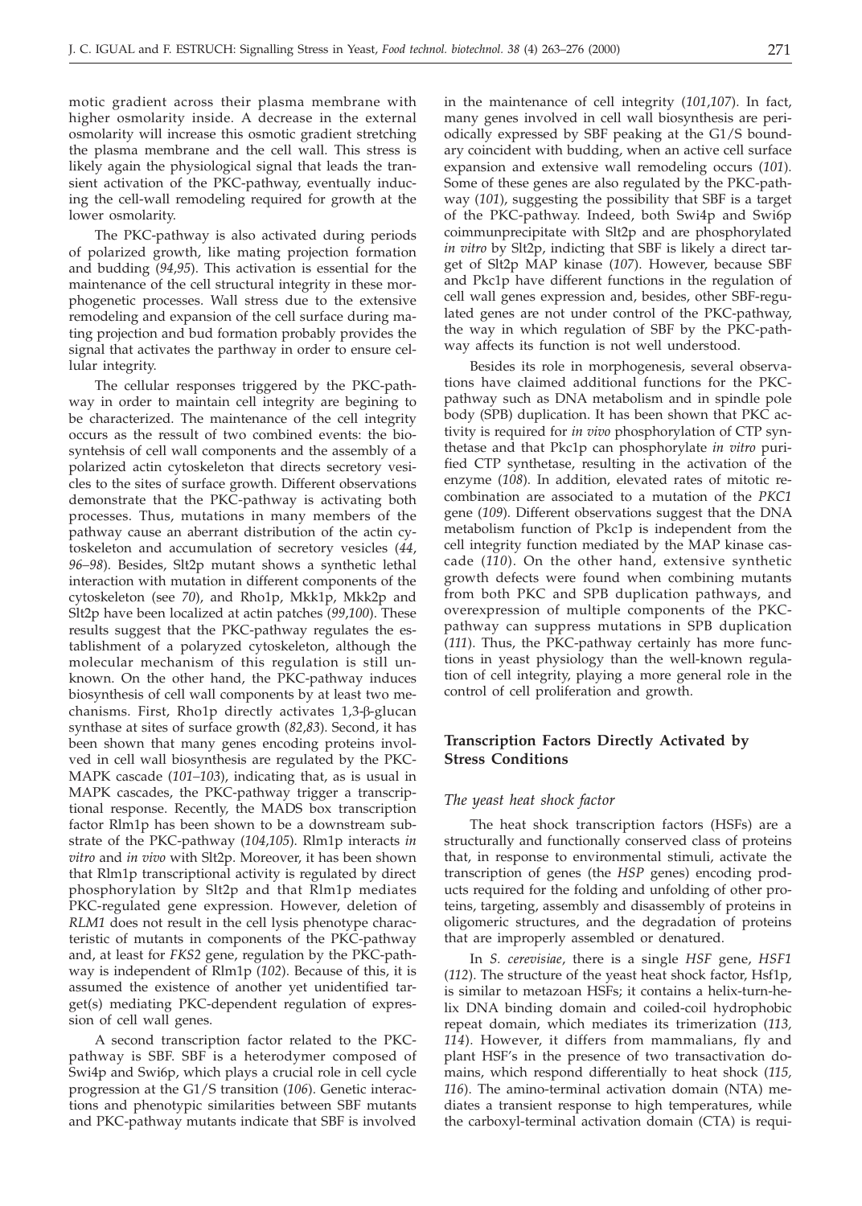motic gradient across their plasma membrane with higher osmolarity inside. A decrease in the external osmolarity will increase this osmotic gradient stretching the plasma membrane and the cell wall. This stress is likely again the physiological signal that leads the transient activation of the PKC-pathway, eventually inducing the cell-wall remodeling required for growth at the lower osmolarity.

The PKC-pathway is also activated during periods of polarized growth, like mating projection formation and budding (*94,95*). This activation is essential for the maintenance of the cell structural integrity in these morphogenetic processes. Wall stress due to the extensive remodeling and expansion of the cell surface during mating projection and bud formation probably provides the signal that activates the parthway in order to ensure cellular integrity.

The cellular responses triggered by the PKC-pathway in order to maintain cell integrity are begining to be characterized. The maintenance of the cell integrity occurs as the ressult of two combined events: the biosyntehsis of cell wall components and the assembly of a polarized actin cytoskeleton that directs secretory vesicles to the sites of surface growth. Different observations demonstrate that the PKC-pathway is activating both processes. Thus, mutations in many members of the pathway cause an aberrant distribution of the actin cytoskeleton and accumulation of secretory vesicles (*44, 96–98*). Besides, Slt2p mutant shows a synthetic lethal interaction with mutation in different components of the cytoskeleton (see *70*), and Rho1p, Mkk1p, Mkk2p and Slt2p have been localized at actin patches (*99,100*). These results suggest that the PKC-pathway regulates the establishment of a polaryzed cytoskeleton, although the molecular mechanism of this regulation is still unknown. On the other hand, the PKC-pathway induces biosynthesis of cell wall components by at least two mechanisms. First, Rho1p directly activates 1,3-β-glucan synthase at sites of surface growth (*82,83*). Second, it has been shown that many genes encoding proteins involved in cell wall biosynthesis are regulated by the PKC-MAPK cascade (*101–103*), indicating that, as is usual in MAPK cascades, the PKC-pathway trigger a transcriptional response. Recently, the MADS box transcription factor Rlm1p has been shown to be a downstream substrate of the PKC-pathway (*104,105*). Rlm1p interacts *in vitro* and *in vivo* with Slt2p. Moreover, it has been shown that Rlm1p transcriptional activity is regulated by direct phosphorylation by Slt2p and that Rlm1p mediates PKC-regulated gene expression. However, deletion of *RLM1* does not result in the cell lysis phenotype characteristic of mutants in components of the PKC-pathway and, at least for *FKS2* gene, regulation by the PKC-pathway is independent of Rlm1p (*102*). Because of this, it is assumed the existence of another yet unidentified target(s) mediating PKC-dependent regulation of expression of cell wall genes.

A second transcription factor related to the PKC-pathway is SBF. SBF is a heterodymer composed of Swi4p and Swi6p, which plays a crucial role in cell cycle progression at the G1/S transition (*106*). Genetic interactions and phenotypic similarities between SBF mutants and PKC-pathway mutants indicate that SBF is involved in the maintenance of cell integrity (*101,107*). In fact, many genes involved in cell wall biosynthesis are periodically expressed by SBF peaking at the G1/S boundary coincident with budding, when an active cell surface expansion and extensive wall remodeling occurs (*101*). Some of these genes are also regulated by the PKC-pathway (*101*), suggesting the possibility that SBF is a target of the PKC-pathway. Indeed, both Swi4p and Swi6p coimmunprecipitate with Slt2p and are phosphorylated *in vitro* by Slt2p, indicting that SBF is likely a direct target of Slt2p MAP kinase (*107*). However, because SBF and Pkc1p have different functions in the regulation of cell wall genes expression and, besides, other SBF-regulated genes are not under control of the PKC-pathway, the way in which regulation of SBF by the PKC-pathway affects its function is not well understood.

Besides its role in morphogenesis, several observations have claimed additional functions for the PKC-pathway such as DNA metabolism and in spindle pole body (SPB) duplication. It has been shown that PKC activity is required for *in vivo* phosphorylation of CTP synthetase and that Pkc1p can phosphorylate *in vitro* purified CTP synthetase, resulting in the activation of the enzyme (*108*). In addition, elevated rates of mitotic recombination are associated to a mutation of the *PKC1* gene (*109*). Different observations suggest that the DNA metabolism function of Pkc1p is independent from the cell integrity function mediated by the MAP kinase cascade (*110*). On the other hand, extensive synthetic growth defects were found when combining mutants from both PKC and SPB duplication pathways, and overexpression of multiple components of the PKC-pathway can suppress mutations in SPB duplication (*111*). Thus, the PKC-pathway certainly has more functions in yeast physiology than the well-known regulation of cell integrity, playing a more general role in the control of cell proliferation and growth.

## Transcription Factors Directly Activated by Stress Conditions

### *The yeast heat shock factor*

The heat shock transcription factors (HSFs) are a structurally and functionally conserved class of proteins that, in response to environmental stimuli, activate the transcription of genes (the *HSP* genes) encoding products required for the folding and unfolding of other proteins, targeting, assembly and disassembly of proteins in oligomeric structures, and the degradation of proteins that are improperly assembled or denatured.

In *S. cerevisiae*, there is a single *HSF* gene, *HSF1* (*112*). The structure of the yeast heat shock factor, Hsf1p, is similar to metazoan HSFs; it contains a helix-turn-helix DNA binding domain and coiled-coil hydrophobic repeat domain, which mediates its trimerization (*113, 114*). However, it differs from mammalians, fly and plant HSF's in the presence of two transactivation domains, which respond differentially to heat shock (*115, 116*). The amino-terminal activation domain (NTA) mediates a transient response to high temperatures, while the carboxyl-terminal activation domain (CTA) is requi-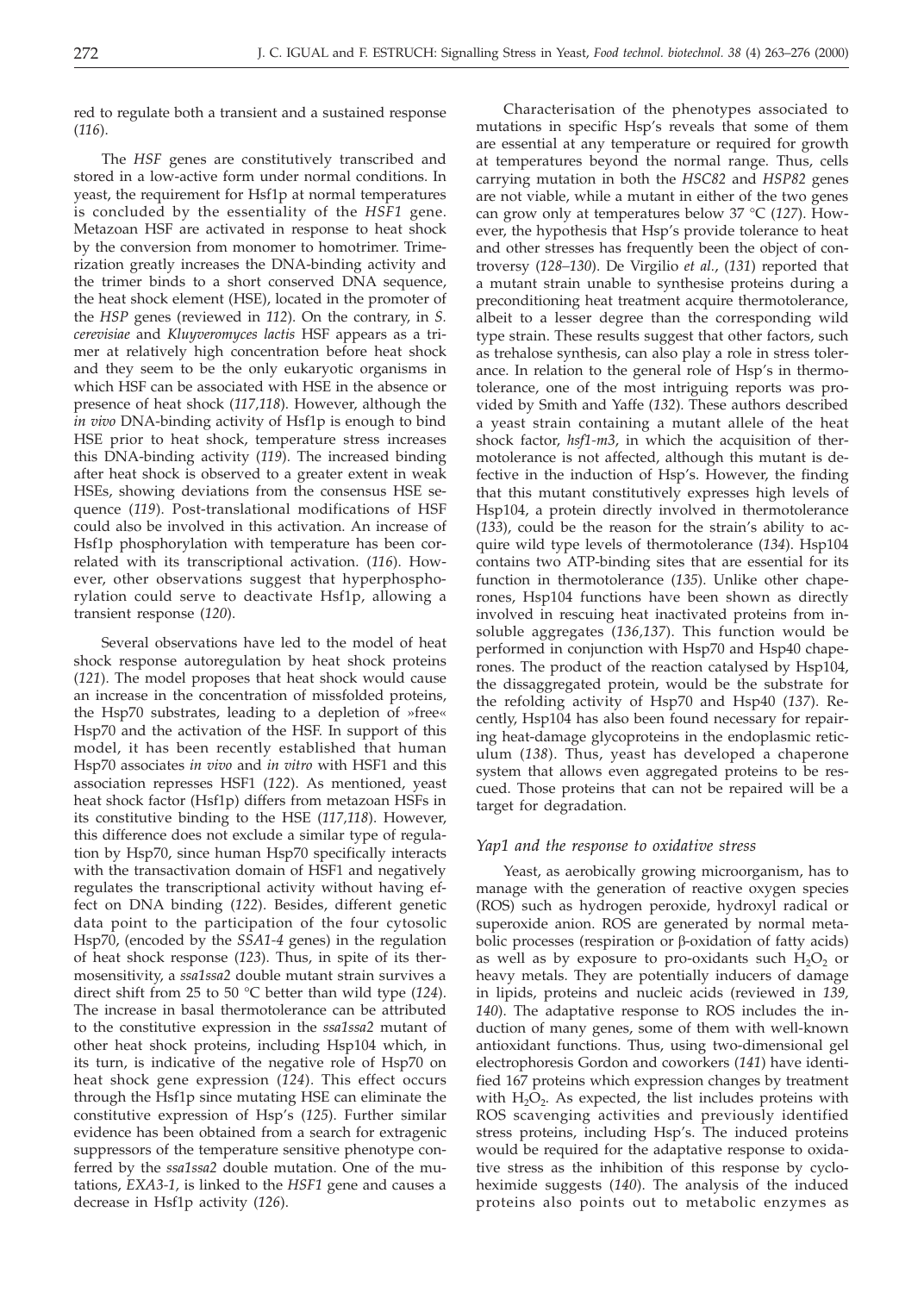red to regulate both a transient and a sustained response (*116*).

The *HSF* genes are constitutively transcribed and stored in a low-active form under normal conditions. In yeast, the requirement for Hsf1p at normal temperatures is concluded by the essentiality of the *HSF1* gene. Metazoan HSF are activated in response to heat shock by the conversion from monomer to homotrimer. Trimerization greatly increases the DNA-binding activity and the trimer binds to a short conserved DNA sequence, the heat shock element (HSE), located in the promoter of the *HSP* genes (reviewed in *112*). On the contrary, in *S. cerevisiae* and *Kluyveromyces lactis* HSF appears as a trimer at relatively high concentration before heat shock and they seem to be the only eukaryotic organisms in which HSF can be associated with HSE in the absence or presence of heat shock (*117,118*). However, although the *in vivo* DNA-binding activity of Hsf1p is enough to bind HSE prior to heat shock, temperature stress increases this DNA-binding activity (*119*). The increased binding after heat shock is observed to a greater extent in weak HSEs, showing deviations from the consensus HSE sequence (*119*). Post-translational modifications of HSF could also be involved in this activation. An increase of Hsf1p phosphorylation with temperature has been correlated with its transcriptional activation. (*116*). However, other observations suggest that hyperphosphorylation could serve to deactivate Hsf1p, allowing a transient response (*120*).

Several observations have led to the model of heat shock response autoregulation by heat shock proteins (*121*). The model proposes that heat shock would cause an increase in the concentration of missfolded proteins, the Hsp70 substrates, leading to a depletion of »free« Hsp70 and the activation of the HSF. In support of this model, it has been recently established that human Hsp70 associates *in vivo* and *in vitro* with HSF1 and this association represses HSF1 (*122*). As mentioned, yeast heat shock factor (Hsf1p) differs from metazoan HSFs in its constitutive binding to the HSE (*117,118*). However, this difference does not exclude a similar type of regulation by Hsp70, since human Hsp70 specifically interacts with the transactivation domain of HSF1 and negatively regulates the transcriptional activity without having effect on DNA binding (*122*). Besides, different genetic data point to the participation of the four cytosolic Hsp70, (encoded by the *SSA1-4* genes) in the regulation of heat shock response (*123*). Thus, in spite of its thermosensitivity, a *ssa1ssa2* double mutant strain survives a direct shift from 25 to 50 °C better than wild type (*124*). The increase in basal thermotolerance can be attributed to the constitutive expression in the *ssa1ssa2* mutant of other heat shock proteins, including Hsp104 which, in its turn, is indicative of the negative role of Hsp70 on heat shock gene expression (*124*). This effect occurs through the Hsf1p since mutating HSE can eliminate the constitutive expression of Hsp's (*125*). Further similar evidence has been obtained from a search for extragenic suppressors of the temperature sensitive phenotype conferred by the *ssa1ssa2* double mutation. One of the mutations, *EXA3-1*, is linked to the *HSF1* gene and causes a decrease in Hsf1p activity (*126*).

Characterisation of the phenotypes associated to mutations in specific Hsp's reveals that some of them are essential at any temperature or required for growth at temperatures beyond the normal range. Thus, cells carrying mutation in both the *HSC82* and *HSP82* genes are not viable, while a mutant in either of the two genes can grow only at temperatures below 37 °C (*127*). However, the hypothesis that Hsp's provide tolerance to heat and other stresses has frequently been the object of controversy (*128–130*). De Virgilio *et al.*, (*131*) reported that a mutant strain unable to synthesise proteins during a preconditioning heat treatment acquire thermotolerance, albeit to a lesser degree than the corresponding wild type strain. These results suggest that other factors, such as trehalose synthesis, can also play a role in stress tolerance. In relation to the general role of Hsp's in thermotolerance, one of the most intriguing reports was provided by Smith and Yaffe (*132*). These authors described a yeast strain containing a mutant allele of the heat shock factor, *hsf1-m3*, in which the acquisition of thermotolerance is not affected, although this mutant is defective in the induction of Hsp's. However, the finding that this mutant constitutively expresses high levels of Hsp104, a protein directly involved in thermotolerance (*133*), could be the reason for the strain's ability to acquire wild type levels of thermotolerance (*134*). Hsp104 contains two ATP-binding sites that are essential for its function in thermotolerance (*135*). Unlike other chaperones, Hsp104 functions have been shown as directly involved in rescuing heat inactivated proteins from insoluble aggregates (*136,137*). This function would be performed in conjunction with Hsp70 and Hsp40 chaperones. The product of the reaction catalysed by Hsp104, the dissaggregated protein, would be the substrate for the refolding activity of Hsp70 and Hsp40 (*137*). Recently, Hsp104 has also been found necessary for repairing heat-damage glycoproteins in the endoplasmic reticulum (*138*). Thus, yeast has developed a chaperone system that allows even aggregated proteins to be rescued. Those proteins that can not be repaired will be a target for degradation.

### *Yap1 and the response to oxidative stress*

Yeast, as aerobically growing microorganism, has to manage with the generation of reactive oxygen species (ROS) such as hydrogen peroxide, hydroxyl radical or superoxide anion. ROS are generated by normal metabolic processes (respiration or β-oxidation of fatty acids) as well as by exposure to pro-oxidants such $H_2O_2$ or heavy metals. They are potentially inducers of damage in lipids, proteins and nucleic acids (reviewed in *139, 140*). The adaptative response to ROS includes the induction of many genes, some of them with well-known antioxidant functions. Thus, using two-dimensional gel electrophoresis Gordon and coworkers (*141*) have identified 167 proteins which expression changes by treatment with $H_2O_2$. As expected, the list includes proteins with ROS scavenging activities and previously identified stress proteins, including Hsp's. The induced proteins would be required for the adaptative response to oxidative stress as the inhibition of this response by cycloheximide suggests (*140*). The analysis of the induced proteins also points out to metabolic enzymes as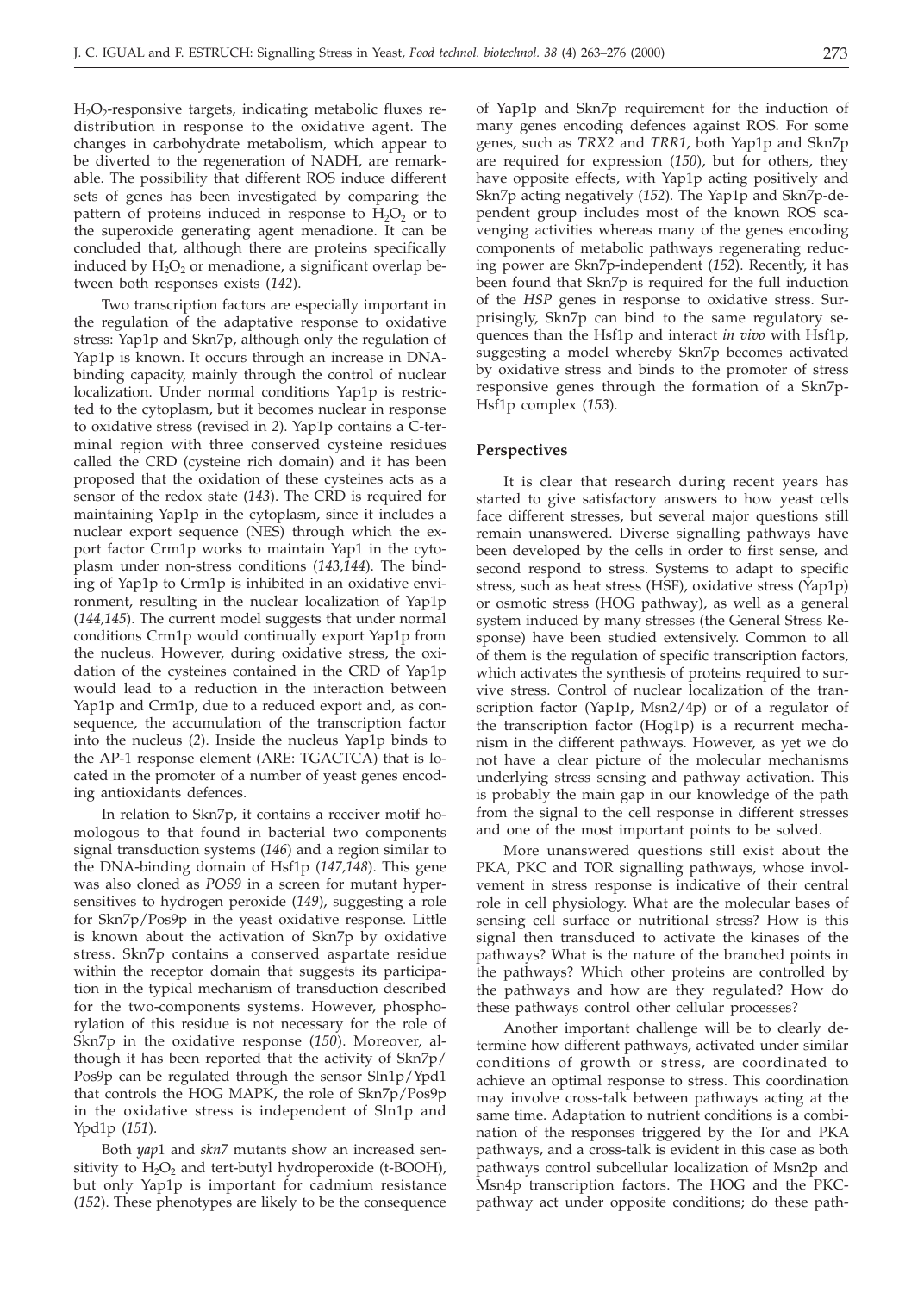$H_2O_2$-responsive targets, indicating metabolic fluxes redistribution in response to the oxidative agent. The changes in carbohydrate metabolism, which appear to be diverted to the regeneration of NADH, are remarkable. The possibility that different ROS induce different sets of genes has been investigated by comparing the pattern of proteins induced in response to $H_2O_2$ or to the superoxide generating agent menadione. It can be concluded that, although there are proteins specifically induced by $H_2O_2$ or menadione, a significant overlap between both responses exists (*142*).

Two transcription factors are especially important in the regulation of the adaptative response to oxidative stress: Yap1p and Skn7p, although only the regulation of Yap1p is known. It occurs through an increase in DNA-binding capacity, mainly through the control of nuclear localization. Under normal conditions Yap1p is restricted to the cytoplasm, but it becomes nuclear in response to oxidative stress (revised in *2*). Yap1p contains a C-terminal region with three conserved cysteine residues called the CRD (cysteine rich domain) and it has been proposed that the oxidation of these cysteines acts as a sensor of the redox state (*143*). The CRD is required for maintaining Yap1p in the cytoplasm, since it includes a nuclear export sequence (NES) through which the export factor Crm1p works to maintain Yap1 in the cytoplasm under non-stress conditions (*143,144*). The binding of Yap1p to Crm1p is inhibited in an oxidative environment, resulting in the nuclear localization of Yap1p (*144,145*). The current model suggests that under normal conditions Crm1p would continually export Yap1p from the nucleus. However, during oxidative stress, the oxidation of the cysteines contained in the CRD of Yap1p would lead to a reduction in the interaction between Yap1p and Crm1p, due to a reduced export and, as consequence, the accumulation of the transcription factor into the nucleus (*2*). Inside the nucleus Yap1p binds to the AP-1 response element (ARE: TGACTCA) that is located in the promoter of a number of yeast genes encoding antioxidants defences.

In relation to Skn7p, it contains a receiver motif homologous to that found in bacterial two components signal transduction systems (*146*) and a region similar to the DNA-binding domain of Hsf1p (*147,148*). This gene was also cloned as *POS9* in a screen for mutant hypersensitives to hydrogen peroxide (*149*), suggesting a role for Skn7p/Pos9p in the yeast oxidative response. Little is known about the activation of Skn7p by oxidative stress. Skn7p contains a conserved aspartate residue within the receptor domain that suggests its participation in the typical mechanism of transduction described for the two-components systems. However, phosphorylation of this residue is not necessary for the role of Skn7p in the oxidative response (*150*). Moreover, although it has been reported that the activity of Skn7p/Pos9p can be regulated through the sensor Sln1p/Ypd1 that controls the HOG MAPK, the role of Skn7p/Pos9p in the oxidative stress is independent of Sln1p and Ypd1p (*151*).

Both *yap*1 and *skn7* mutants show an increased sensitivity to $H_2O_2$ and tert-butyl hydroperoxide (t-BOOH), but only Yap1p is important for cadmium resistance (*152*). These phenotypes are likely to be the consequence of Yap1p and Skn7p requirement for the induction of many genes encoding defences against ROS. For some genes, such as *TRX2* and *TRR1*, both Yap1p and Skn7p are required for expression (*150*), but for others, they have opposite effects, with Yap1p acting positively and Skn7p acting negatively (*152*). The Yap1p and Skn7p-dependent group includes most of the known ROS scavenging activities whereas many of the genes encoding components of metabolic pathways regenerating reducing power are Skn7p-independent (*152*). Recently, it has been found that Skn7p is required for the full induction of the *HSP* genes in response to oxidative stress. Surprisingly, Skn7p can bind to the same regulatory sequences than the Hsf1p and interact *in vivo* with Hsf1p, suggesting a model whereby Skn7p becomes activated by oxidative stress and binds to the promoter of stress responsive genes through the formation of a Skn7p-Hsf1p complex (*153*).

## Perspectives

It is clear that research during recent years has started to give satisfactory answers to how yeast cells face different stresses, but several major questions still remain unanswered. Diverse signalling pathways have been developed by the cells in order to first sense, and second respond to stress. Systems to adapt to specific stress, such as heat stress (HSF), oxidative stress (Yap1p) or osmotic stress (HOG pathway), as well as a general system induced by many stresses (the General Stress Response) have been studied extensively. Common to all of them is the regulation of specific transcription factors, which activates the synthesis of proteins required to survive stress. Control of nuclear localization of the transcription factor (Yap1p, Msn2/4p) or of a regulator of the transcription factor (Hog1p) is a recurrent mechanism in the different pathways. However, as yet we do not have a clear picture of the molecular mechanisms underlying stress sensing and pathway activation. This is probably the main gap in our knowledge of the path from the signal to the cell response in different stresses and one of the most important points to be solved.

More unanswered questions still exist about the PKA, PKC and TOR signalling pathways, whose involvement in stress response is indicative of their central role in cell physiology. What are the molecular bases of sensing cell surface or nutritional stress? How is this signal then transduced to activate the kinases of the pathways? What is the nature of the branched points in the pathways? Which other proteins are controlled by the pathways and how are they regulated? How do these pathways control other cellular processes?

Another important challenge will be to clearly determine how different pathways, activated under similar conditions of growth or stress, are coordinated to achieve an optimal response to stress. This coordination may involve cross-talk between pathways acting at the same time. Adaptation to nutrient conditions is a combination of the responses triggered by the Tor and PKA pathways, and a cross-talk is evident in this case as both pathways control subcellular localization of Msn2p and Msn4p transcription factors. The HOG and the PKC-pathway act under opposite conditions; do these path-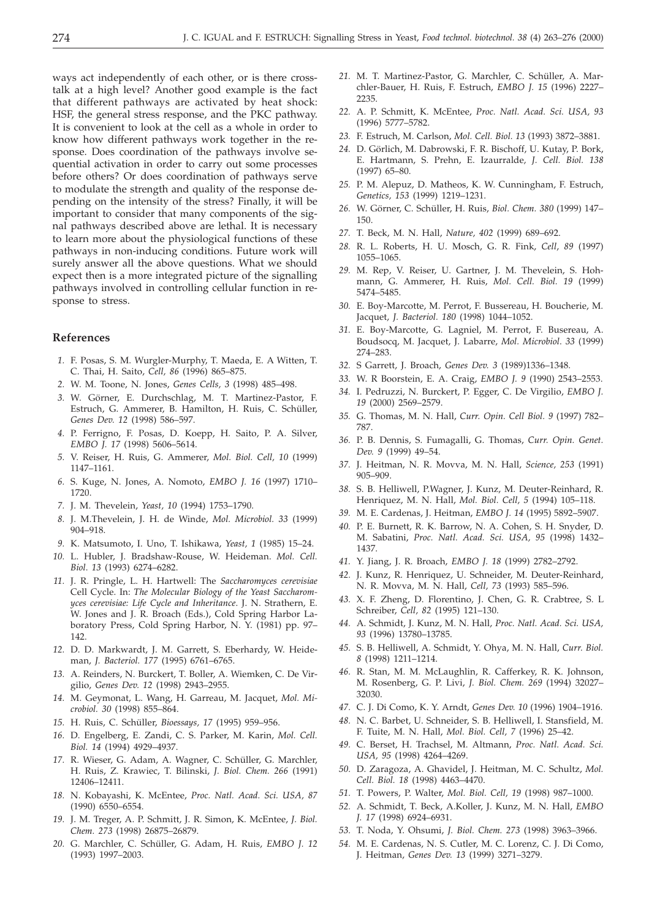ways act independently of each other, or is there cross-talk at a high level? Another good example is the fact that different pathways are activated by heat shock: HSF, the general stress response, and the PKC pathway. It is convenient to look at the cell as a whole in order to know how different pathways work together in the response. Does coordination of the pathways involve sequential activation in order to carry out some processes before others? Or does coordination of pathways serve to modulate the strength and quality of the response depending on the intensity of the stress? Finally, it will be important to consider that many components of the signal pathways described above are lethal. It is necessary to learn more about the physiological functions of these pathways in non-inducing conditions. Future work will surely answer all the above questions. What we should expect then is a more integrated picture of the signalling pathways involved in controlling cellular function in response to stress.

## References

1. F. Posas, S. M. Wurgler-Murphy, T. Maeda, E. A Witten, T. C. Thai, H. Saito, *Cell, 86* (1996) 865–875.
2. W. M. Toone, N. Jones, *Genes Cells, 3* (1998) 485–498.
3. W. Görner, E. Durchschlag, M. T. Martinez-Pastor, F. Estruch, G. Ammerer, B. Hamilton, H. Ruis, C. Schüller, *Genes Dev. 12* (1998) 586–597.
4. P. Ferrigno, F. Posas, D. Koepp, H. Saito, P. A. Silver, *EMBO J. 17* (1998) 5606–5614.
5. V. Reiser, H. Ruis, G. Ammerer, *Mol. Biol. Cell, 10* (1999) 1147–1161.
6. S. Kuge, N. Jones, A. Nomoto, *EMBO J. 16* (1997) 1710–1720.
7. J. M. Thevelein, *Yeast, 10* (1994) 1753–1790.
8. J. M.Thevelein, J. H. de Winde, *Mol. Microbiol. 33* (1999) 904–918.
9. K. Matsumoto, I. Uno, T. Ishikawa, *Yeast, 1* (1985) 15–24.
10. L. Hubler, J. Bradshaw-Rouse, W. Heideman. *Mol. Cell. Biol. 13* (1993) 6274–6282.
11. J. R. Pringle, L. H. Hartwell: The *Saccharomyces cerevisiae* Cell Cycle. In: *The Molecular Biology of the Yeast Saccharomyces cerevisiae: Life Cycle and Inheritance*. J. N. Strathern, E. W. Jones and J. R. Broach (Eds.), Cold Spring Harbor Laboratory Press, Cold Spring Harbor, N. Y. (1981) pp. 97–142.
12. D. D. Markwardt, J. M. Garrett, S. Eberhardy, W. Heideman, *J. Bacteriol. 177* (1995) 6761–6765.
13. A. Reinders, N. Burckert, T. Boller, A. Wiemken, C. De Virgilio, *Genes Dev. 12* (1998) 2943–2955.
14. M. Geymonat, L. Wang, H. Garreau, M. Jacquet, *Mol. Microbiol. 30* (1998) 855–864.
15. H. Ruis, C. Schüller, *Bioessays, 17* (1995) 959–956.
16. D. Engelberg, E. Zandi, C. S. Parker, M. Karin, *Mol. Cell. Biol. 14* (1994) 4929–4937.
17. R. Wieser, G. Adam, A. Wagner, C. Schüller, G. Marchler, H. Ruis, Z. Krawiec, T. Bilinski, *J. Biol. Chem. 266* (1991) 12406–12411.
18. N. Kobayashi, K. McEntee, *Proc. Natl. Acad. Sci. USA, 87* (1990) 6550–6554.
19. J. M. Treger, A. P. Schmitt, J. R. Simon, K. McEntee, *J. Biol. Chem. 273* (1998) 26875–26879.
20. G. Marchler, C. Schüller, G. Adam, H. Ruis, *EMBO J. 12* (1993) 1997–2003.
21. M. T. Martinez-Pastor, G. Marchler, C. Schüller, A. Marchler-Bauer, H. Ruis, F. Estruch, *EMBO J. 15* (1996) 2227–2235.
22. A. P. Schmitt, K. McEntee, *Proc. Natl. Acad. Sci. USA, 93* (1996) 5777–5782.
23. F. Estruch, M. Carlson, *Mol. Cell. Biol. 13* (1993) 3872–3881.
24. D. Görlich, M. Dabrowski, F. R. Bischoff, U. Kutay, P. Bork, E. Hartmann, S. Prehn, E. Izaurralde, *J. Cell. Biol. 138* (1997) 65–80.
25. P. M. Alepuz, D. Matheos, K. W. Cunningham, F. Estruch, *Genetics, 153* (1999) 1219–1231.
26. W. Görner, C. Schüller, H. Ruis, *Biol. Chem. 380* (1999) 147–150.
27. T. Beck, M. N. Hall, *Nature, 402* (1999) 689–692.
28. R. L. Roberts, H. U. Mosch, G. R. Fink, *Cell, 89* (1997) 1055–1065.
29. M. Rep, V. Reiser, U. Gartner, J. M. Thevelein, S. Hohmann, G. Ammerer, H. Ruis, *Mol. Cell. Biol. 19* (1999) 5474–5485.
30. E. Boy-Marcotte, M. Perrot, F. Bussereau, H. Boucherie, M. Jacquet, *J. Bacteriol. 180* (1998) 1044–1052.
31. E. Boy-Marcotte, G. Lagniel, M. Perrot, F. Busereau, A. Boudsocq, M. Jacquet, J. Labarre, *Mol. Microbiol. 33* (1999) 274–283.
32. S Garrett, J. Broach, *Genes Dev. 3* (1989)1336–1348.
33. W. R Boorstein, E. A. Craig, *EMBO J. 9* (1990) 2543–2553.
34. I. Pedruzzi, N. Burckert, P. Egger, C. De Virgilio, *EMBO J. 19* (2000) 2569–2579.
35. G. Thomas, M. N. Hall, *Curr. Opin. Cell Biol. 9* (1997) 782–787.
36. P. B. Dennis, S. Fumagalli, G. Thomas, *Curr. Opin. Genet. Dev. 9* (1999) 49–54.
37. J. Heitman, N. R. Movva, M. N. Hall, *Science, 253* (1991) 905–909.
38. S. B. Helliwell, P.Wagner, J. Kunz, M. Deuter-Reinhard, R. Henriquez, M. N. Hall, *Mol. Biol. Cell, 5* (1994) 105–118.
39. M. E. Cardenas, J. Heitman, *EMBO J. 14* (1995) 5892–5907.
40. P. E. Burnett, R. K. Barrow, N. A. Cohen, S. H. Snyder, D. M. Sabatini, *Proc. Natl. Acad. Sci. USA, 95* (1998) 1432–1437.
41. Y. Jiang, J. R. Broach, *EMBO J. 18* (1999) 2782–2792.
42. J. Kunz, R. Henriquez, U. Schneider, M. Deuter-Reinhard, N. R. Movva, M. N. Hall, *Cell, 73* (1993) 585–596.
43. X. F. Zheng, D. Florentino, J. Chen, G. R. Crabtree, S. L Schreiber, *Cell, 82* (1995) 121–130.
44. A. Schmidt, J. Kunz, M. N. Hall, *Proc. Natl. Acad. Sci. USA, 93* (1996) 13780–13785.
45. S. B. Helliwell, A. Schmidt, Y. Ohya, M. N. Hall, *Curr. Biol. 8* (1998) 1211–1214.
46. R. Stan, M. M. McLaughlin, R. Cafferkey, R. K. Johnson, M. Rosenberg, G. P. Livi, *J. Biol. Chem. 269* (1994) 32027–32030.
47. C. J. Di Como, K. Y. Arndt, *Genes Dev. 10* (1996) 1904–1916.
48. N. C. Barbet, U. Schneider, S. B. Helliwell, I. Stansfield, M. F. Tuite, M. N. Hall, *Mol. Biol. Cell, 7* (1996) 25–42.
49. C. Berset, H. Trachsel, M. Altmann, *Proc. Natl. Acad. Sci. USA, 95* (1998) 4264–4269.
50. D. Zaragoza, A. Ghavidel, J. Heitman, M. C. Schultz, *Mol. Cell. Biol. 18* (1998) 4463–4470.
51. T. Powers, P. Walter, *Mol. Biol. Cell, 19* (1998) 987–1000.
52. A. Schmidt, T. Beck, A.Koller, J. Kunz, M. N. Hall, *EMBO J. 17* (1998) 6924–6931.
53. T. Noda, Y. Ohsumi, *J. Biol. Chem. 273* (1998) 3963–3966.
54. M. E. Cardenas, N. S. Cutler, M. C. Lorenz, C. J. Di Como, J. Heitman, *Genes Dev. 13* (1999) 3271–3279.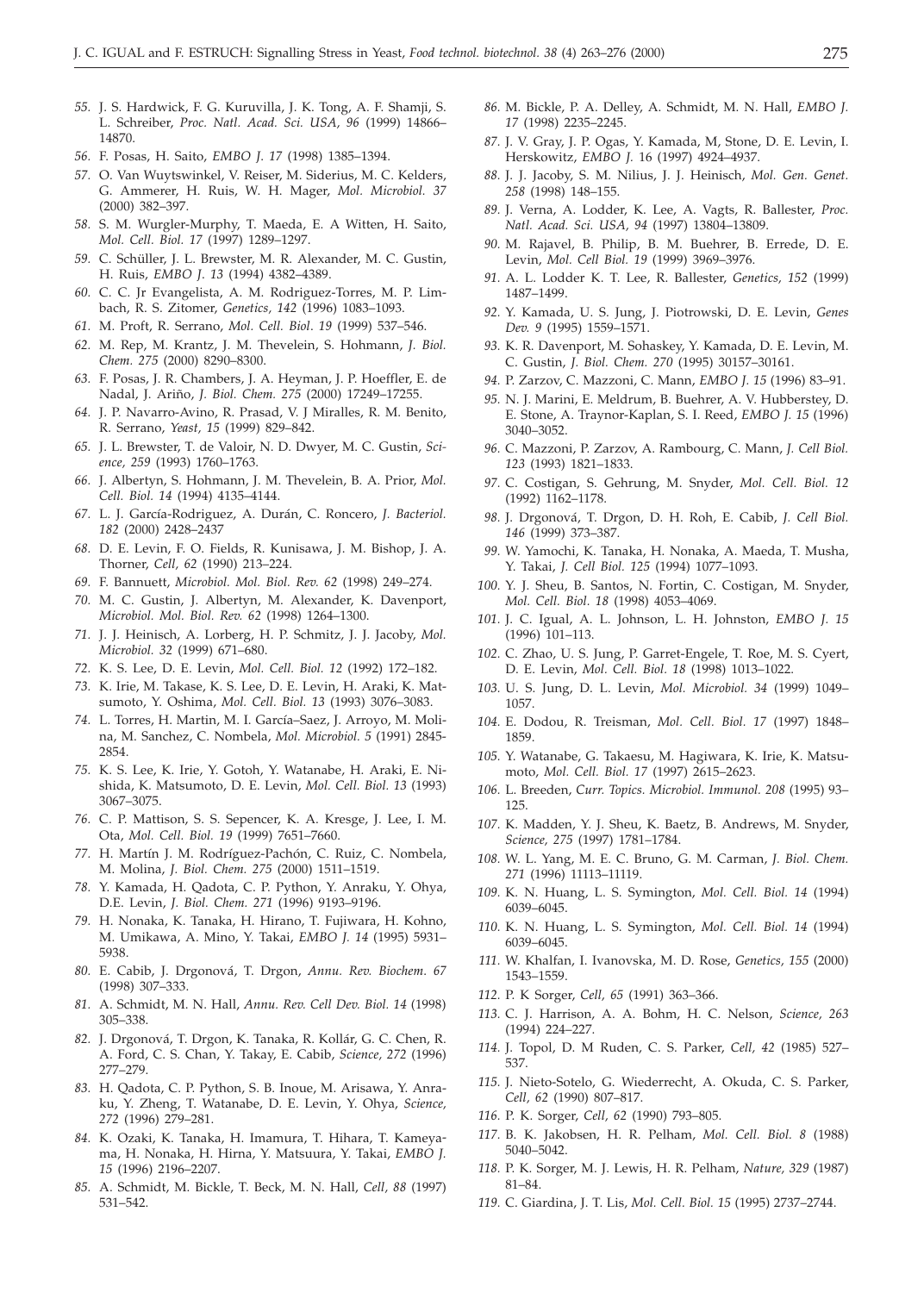55. J. S. Hardwick, F. G. Kuruvilla, J. K. Tong, A. F. Shamji, S. L. Schreiber, *Proc. Natl. Acad. Sci. USA, 96* (1999) 14866–14870.
56. F. Posas, H. Saito, *EMBO J. 17* (1998) 1385–1394.
57. O. Van Wuytswinkel, V. Reiser, M. Siderius, M. C. Kelders, G. Ammerer, H. Ruis, W. H. Mager, *Mol. Microbiol. 37* (2000) 382–397.
58. S. M. Wurgler-Murphy, T. Maeda, E. A Witten, H. Saito, *Mol. Cell. Biol. 17* (1997) 1289–1297.
59. C. Schüller, J. L. Brewster, M. R. Alexander, M. C. Gustin, H. Ruis, *EMBO J. 13* (1994) 4382–4389.
60. C. C. Jr Evangelista, A. M. Rodriguez-Torres, M. P. Limbach, R. S. Zitomer, *Genetics, 142* (1996) 1083–1093.
61. M. Proft, R. Serrano, *Mol. Cell. Biol. 19* (1999) 537–546.
62. M. Rep, M. Krantz, J. M. Thevelein, S. Hohmann, *J. Biol. Chem. 275* (2000) 8290–8300.
63. F. Posas, J. R. Chambers, J. A. Heyman, J. P. Hoeffler, E. de Nadal, J. Ariño, *J. Biol. Chem. 275* (2000) 17249–17255.
64. J. P. Navarro-Avino, R. Prasad, V. J Miralles, R. M. Benito, R. Serrano, *Yeast, 15* (1999) 829–842.
65. J. L. Brewster, T. de Valoir, N. D. Dwyer, M. C. Gustin, *Science, 259* (1993) 1760–1763.
66. J. Albertyn, S. Hohmann, J. M. Thevelein, B. A. Prior, *Mol. Cell. Biol. 14* (1994) 4135–4144.
67. L. J. García-Rodriguez, A. Durán, C. Roncero, *J. Bacteriol. 182* (2000) 2428–2437
68. D. E. Levin, F. O. Fields, R. Kunisawa, J. M. Bishop, J. A. Thorner, *Cell, 62* (1990) 213–224.
69. F. Bannuett, *Microbiol. Mol. Biol. Rev. 62* (1998) 249–274.
70. M. C. Gustin, J. Albertyn, M. Alexander, K. Davenport, *Microbiol. Mol. Biol. Rev. 62* (1998) 1264–1300.
71. J. J. Heinisch, A. Lorberg, H. P. Schmitz, J. J. Jacoby, *Mol. Microbiol. 32* (1999) 671–680.
72. K. S. Lee, D. E. Levin, *Mol. Cell. Biol. 12* (1992) 172–182.
73. K. Irie, M. Takase, K. S. Lee, D. E. Levin, H. Araki, K. Matsumoto, Y. Oshima, *Mol. Cell. Biol. 13* (1993) 3076–3083.
74. L. Torres, H. Martin, M. I. García–Saez, J. Arroyo, M. Molina, M. Sanchez, C. Nombela, *Mol. Microbiol. 5* (1991) 2845-2854.
75. K. S. Lee, K. Irie, Y. Gotoh, Y. Watanabe, H. Araki, E. Nishida, K. Matsumoto, D. E. Levin, *Mol. Cell. Biol. 13* (1993) 3067–3075.
76. C. P. Mattison, S. S. Sepencer, K. A. Kresge, J. Lee, I. M. Ota, *Mol. Cell. Biol. 19* (1999) 7651–7660.
77. H. Martín J. M. Rodríguez-Pachón, C. Ruiz, C. Nombela, M. Molina, *J. Biol. Chem. 275* (2000) 1511–1519.
78. Y. Kamada, H. Qadota, C. P. Python, Y. Anraku, Y. Ohya, D.E. Levin, *J. Biol. Chem. 271* (1996) 9193–9196.
79. H. Nonaka, K. Tanaka, H. Hirano, T. Fujiwara, H. Kohno, M. Umikawa, A. Mino, Y. Takai, *EMBO J. 14* (1995) 5931–5938.
80. E. Cabib, J. Drgonová, T. Drgon, *Annu. Rev. Biochem. 67* (1998) 307–333.
81. A. Schmidt, M. N. Hall, *Annu. Rev. Cell Dev. Biol. 14* (1998) 305–338.
82. J. Drgonová, T. Drgon, K. Tanaka, R. Kollár, G. C. Chen, R. A. Ford, C. S. Chan, Y. Takay, E. Cabib, *Science, 272* (1996) 277–279.
83. H. Qadota, C. P. Python, S. B. Inoue, M. Arisawa, Y. Anraku, Y. Zheng, T. Watanabe, D. E. Levin, Y. Ohya, *Science, 272* (1996) 279–281.
84. K. Ozaki, K. Tanaka, H. Imamura, T. Hihara, T. Kameyama, H. Nonaka, H. Hirna, Y. Matsuura, Y. Takai, *EMBO J. 15* (1996) 2196–2207.
85. A. Schmidt, M. Bickle, T. Beck, M. N. Hall, *Cell, 88* (1997) 531–542.
86. M. Bickle, P. A. Delley, A. Schmidt, M. N. Hall, *EMBO J. 17* (1998) 2235–2245.
87. J. V. Gray, J. P. Ogas, Y. Kamada, M, Stone, D. E. Levin, I. Herskowitz, *EMBO J.* 16 (1997) 4924–4937.
88. J. J. Jacoby, S. M. Nilius, J. J. Heinisch, *Mol. Gen. Genet. 258* (1998) 148–155.
89. J. Verna, A. Lodder, K. Lee, A. Vagts, R. Ballester, *Proc. Natl. Acad. Sci. USA, 94* (1997) 13804–13809.
90. M. Rajavel, B. Philip, B. M. Buehrer, B. Errede, D. E. Levin, *Mol. Cell Biol. 19* (1999) 3969–3976.
91. A. L. Lodder K. T. Lee, R. Ballester, *Genetics, 152* (1999) 1487–1499.
92. Y. Kamada, U. S. Jung, J. Piotrowski, D. E. Levin, *Genes Dev. 9* (1995) 1559–1571.
93. K. R. Davenport, M. Sohaskey, Y. Kamada, D. E. Levin, M. C. Gustin, *J. Biol. Chem. 270* (1995) 30157–30161.
94. P. Zarzov, C. Mazzoni, C. Mann, *EMBO J. 15* (1996) 83–91.
95. N. J. Marini, E. Meldrum, B. Buehrer, A. V. Hubberstey, D. E. Stone, A. Traynor-Kaplan, S. I. Reed, *EMBO J. 15* (1996) 3040–3052.
96. C. Mazzoni, P. Zarzov, A. Rambourg, C. Mann, *J. Cell Biol. 123* (1993) 1821–1833.
97. C. Costigan, S. Gehrung, M. Snyder, *Mol. Cell. Biol. 12* (1992) 1162–1178.
98. J. Drgonová, T. Drgon, D. H. Roh, E. Cabib, *J. Cell Biol. 146* (1999) 373–387.
99. W. Yamochi, K. Tanaka, H. Nonaka, A. Maeda, T. Musha, Y. Takai, *J. Cell Biol. 125* (1994) 1077–1093.
100. Y. J. Sheu, B. Santos, N. Fortin, C. Costigan, M. Snyder, *Mol. Cell. Biol. 18* (1998) 4053–4069.
101. J. C. Igual, A. L. Johnson, L. H. Johnston, *EMBO J. 15* (1996) 101–113.
102. C. Zhao, U. S. Jung, P. Garret-Engele, T. Roe, M. S. Cyert, D. E. Levin, *Mol. Cell. Biol. 18* (1998) 1013–1022.
103. U. S. Jung, D. L. Levin, *Mol. Microbiol. 34* (1999) 1049–1057.
104. E. Dodou, R. Treisman, *Mol. Cell. Biol. 17* (1997) 1848–1859.
105. Y. Watanabe, G. Takaesu, M. Hagiwara, K. Irie, K. Matsumoto, *Mol. Cell. Biol. 17* (1997) 2615–2623.
106. L. Breeden, *Curr. Topics. Microbiol. Immunol. 208* (1995) 93–125.
107. K. Madden, Y. J. Sheu, K. Baetz, B. Andrews, M. Snyder, *Science, 275* (1997) 1781–1784.
108. W. L. Yang, M. E. C. Bruno, G. M. Carman, *J. Biol. Chem. 271* (1996) 11113–11119.
109. K. N. Huang, L. S. Symington, *Mol. Cell. Biol. 14* (1994) 6039–6045.
110. K. N. Huang, L. S. Symington, *Mol. Cell. Biol. 14* (1994) 6039–6045.
111. W. Khalfan, I. Ivanovska, M. D. Rose, *Genetics, 155* (2000) 1543–1559.
112. P. K Sorger, *Cell, 65* (1991) 363–366.
113. C. J. Harrison, A. A. Bohm, H. C. Nelson, *Science, 263* (1994) 224–227.
114. J. Topol, D. M Ruden, C. S. Parker, *Cell, 42* (1985) 527–537.
115. J. Nieto-Sotelo, G. Wiederrecht, A. Okuda, C. S. Parker, *Cell, 62* (1990) 807–817.
116. P. K. Sorger, *Cell, 62* (1990) 793–805.
117. B. K. Jakobsen, H. R. Pelham, *Mol. Cell. Biol. 8* (1988) 5040–5042.
118. P. K. Sorger, M. J. Lewis, H. R. Pelham, *Nature, 329* (1987) 81–84.
119. C. Giardina, J. T. Lis, *Mol. Cell. Biol. 15* (1995) 2737–2744.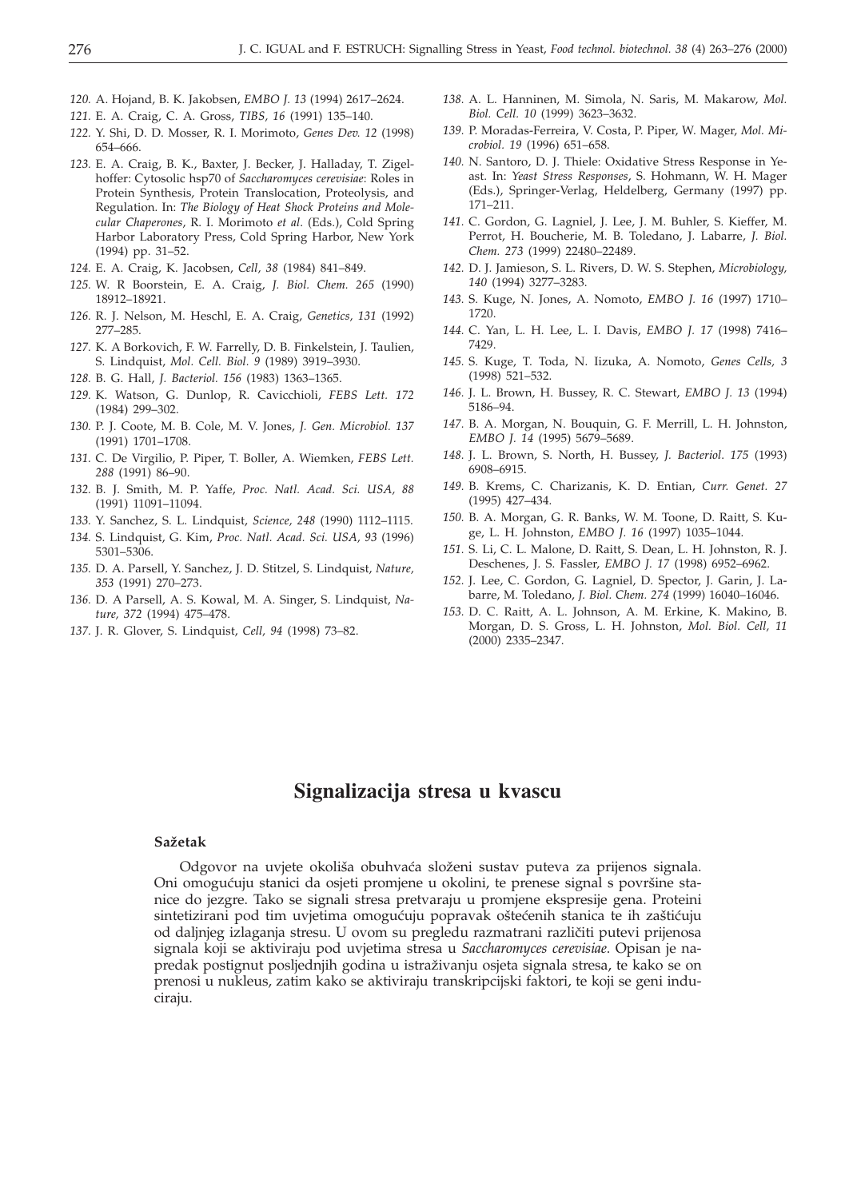*120.* A. Hojand, B. K. Jakobsen, *EMBO J. 13* (1994) 2617–2624.

*121.* E. A. Craig, C. A. Gross, *TIBS, 16* (1991) 135–140.

*122.* Y. Shi, D. D. Mosser, R. I. Morimoto, *Genes Dev. 12* (1998) 654–666.

*123.* E. A. Craig, B. K., Baxter, J. Becker, J. Halladay, T. Zigelhoffer: Cytosolic hsp70 of *Saccharomyces cerevisiae*: Roles in Protein Synthesis, Protein Translocation, Proteolysis, and Regulation. In: *The Biology of Heat Shock Proteins and Molecular Chaperones*, R. I. Morimoto *et al*. (Eds.), Cold Spring Harbor Laboratory Press, Cold Spring Harbor, New York (1994) pp. 31–52.

*124.* E. A. Craig, K. Jacobsen, *Cell, 38* (1984) 841–849.

*125.* W. R Boorstein, E. A. Craig, *J. Biol. Chem. 265* (1990) 18912–18921.

*126.* R. J. Nelson, M. Heschl, E. A. Craig, *Genetics, 131* (1992) 277–285.

*127.* K. A Borkovich, F. W. Farrelly, D. B. Finkelstein, J. Taulien, S. Lindquist, *Mol. Cell. Biol. 9* (1989) 3919–3930.

*128.* B. G. Hall, *J. Bacteriol. 156* (1983) 1363–1365.

*129.* K. Watson, G. Dunlop, R. Cavicchioli, *FEBS Lett. 172* (1984) 299–302.

*130.* P. J. Coote, M. B. Cole, M. V. Jones, *J. Gen. Microbiol. 137* (1991) 1701–1708.

*131.* C. De Virgilio, P. Piper, T. Boller, A. Wiemken, *FEBS Lett. 288* (1991) 86–90.

*132.* B. J. Smith, M. P. Yaffe, *Proc. Natl. Acad. Sci. USA, 88* (1991) 11091–11094.

*133.* Y. Sanchez, S. L. Lindquist, *Science, 248* (1990) 1112–1115.

*134.* S. Lindquist, G. Kim, *Proc. Natl. Acad. Sci. USA*, *93* (1996) 5301–5306.

*135.* D. A. Parsell, Y. Sanchez, J. D. Stitzel, S. Lindquist, *Nature, 353* (1991) 270–273.

*136.* D. A Parsell, A. S. Kowal, M. A. Singer, S. Lindquist, *Nature, 372* (1994) 475–478.

*137.* J. R. Glover, S. Lindquist, *Cell, 94* (1998) 73–82.

*138.* A. L. Hanninen, M. Simola, N. Saris, M. Makarow, *Mol. Biol. Cell. 10* (1999) 3623–3632.

*139.* P. Moradas-Ferreira, V. Costa, P. Piper, W. Mager, *Mol. Microbiol. 19* (1996) 651–658.

*140.* N. Santoro, D. J. Thiele: Oxidative Stress Response in Yeast. In: *Yeast Stress Responses*, S. Hohmann, W. H. Mager (Eds.), Springer-Verlag, Heldelberg, Germany (1997) pp. 171–211.

*141.* C. Gordon, G. Lagniel, J. Lee, J. M. Buhler, S. Kieffer, M. Perrot, H. Boucherie, M. B. Toledano, J. Labarre, *J. Biol. Chem. 273* (1999) 22480–22489.

*142.* D. J. Jamieson, S. L. Rivers, D. W. S. Stephen, *Microbiology, 140* (1994) 3277–3283.

*143.* S. Kuge, N. Jones, A. Nomoto, *EMBO J. 16* (1997) 1710–1720.

*144.* C. Yan, L. H. Lee, L. I. Davis, *EMBO J. 17* (1998) 7416–7429.

*145.* S. Kuge, T. Toda, N. Iizuka, A. Nomoto, *Genes Cells, 3* (1998) 521–532.

*146.* J. L. Brown, H. Bussey, R. C. Stewart, *EMBO J. 13* (1994) 5186–94.

*147.* B. A. Morgan, N. Bouquin, G. F. Merrill, L. H. Johnston, *EMBO J. 14* (1995) 5679–5689.

*148.* J. L. Brown, S. North, H. Bussey, *J. Bacteriol. 175* (1993) 6908–6915.

*149.* B. Krems, C. Charizanis, K. D. Entian, *Curr. Genet. 27* (1995) 427–434.

*150.* B. A. Morgan, G. R. Banks, W. M. Toone, D. Raitt, S. Kuge, L. H. Johnston, *EMBO J. 16* (1997) 1035–1044.

*151.* S. Li, C. L. Malone, D. Raitt, S. Dean, L. H. Johnston, R. J. Deschenes, J. S. Fassler, *EMBO J. 17* (1998) 6952–6962.

*152.* J. Lee, C. Gordon, G. Lagniel, D. Spector, J. Garin, J. Labarre, M. Toledano, *J. Biol. Chem. 274* (1999) 16040–16046.

*153.* D. C. Raitt, A. L. Johnson, A. M. Erkine, K. Makino, B. Morgan, D. S. Gross, L. H. Johnston, *Mol. Biol. Cell, 11* (2000) 2335–2347.

# Signalizacija stresa u kvascu

### Sažetak

Odgovor na uvjete okoliša obuhvaća složeni sustav puteva za prijenos signala. Oni omogućuju stanici da osjeti promjene u okolini, te prenese signal s površine stanice do jezgre. Tako se signali stresa pretvaraju u promjene ekspresije gena. Proteini sintetizirani pod tim uvjetima omogućuju popravak oštećenih stanica te ih zaštićuju od daljnjeg izlaganja stresu. U ovom su pregledu razmatrani različiti putevi prijenosa signala koji se aktiviraju pod uvjetima stresa u *Saccharomyces cerevisiae*. Opisan je napredak postignut posljednjih godina u istraživanju osjeta signala stresa, te kako se on prenosi u nukleus, zatim kako se aktiviraju transkripcijski faktori, te koji se geni induciraju.